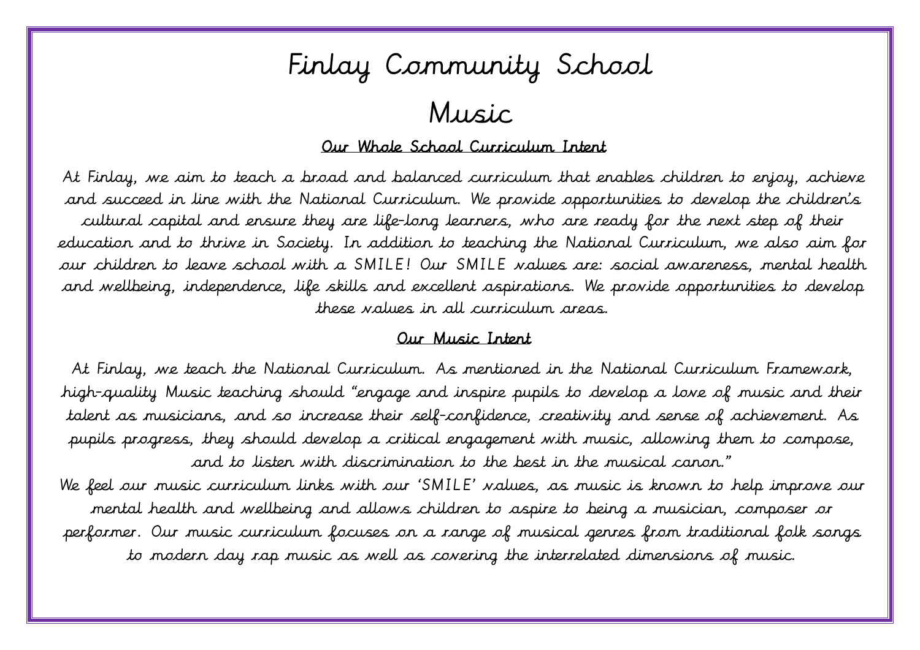# Finlay Community School

# Music

## Our Whole School Curriculum Intent

At Finlay, we aim to teach a broad and balanced curriculum that enables children to enjoy, achieve and succeed in line with the National Curriculum. We provide opportunities to develop the children's cultural capital and ensure they are life-long learners, who are ready for the next step of their education and to thrive in Society. In addition to teaching the National Curriculum, we also aim for our children to leave school with a SMILE! Our SMILE values are: social awareness, mental health and wellbeing, independence, life skills and excellent aspirations. We provide opportunities to develop these values in all curriculum areas.

## Our Music Intent

At Finlay, we teach the National Curriculum. As mentioned in the National Curriculum Framework, high-quality Music teaching should "engage and inspire pupils to develop a love of music and their talent as musicians, and so increase their self-confidence, creativity and sense of achievement. As pupils progress, they should develop a critical engagement with music, allowing them to compose, and to listen with discrimination to the best in the musical canon."

We feel our music curriculum links with our 'SMILE' values, as music is known to help improve our mental health and wellbeing and allows children to aspire to being a musician, composer or performer. Our music curriculum focuses on a range of musical genres from traditional folk songs to modern day rap music as well as covering the interrelated dimensions of music.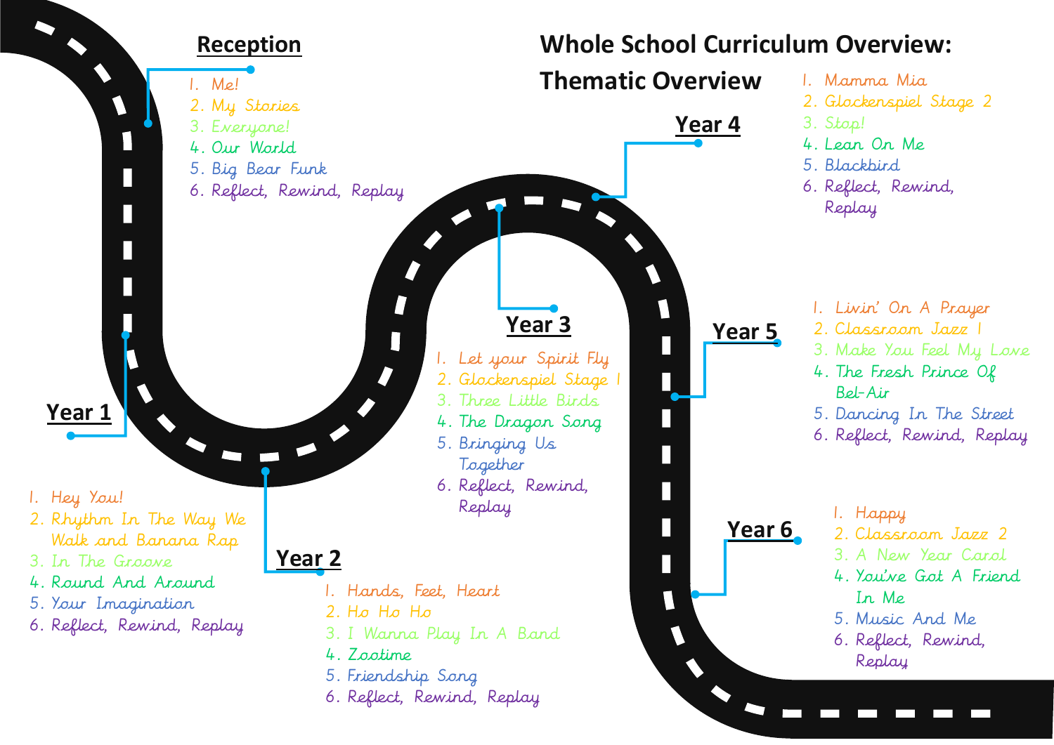# Whole School Curriculum Overview: Thematic Overview

## Reception

1. Me!
2. My Stories
3. Everyone!
4. Our World
5. Big Bear Funk
6. Reflect, Rewind, Replay

## Year 1

1. Hey You!
2. Rhythm In The Way We Walk and Banana Rap
3. In The Groove
4. Round And Around
5. Your Imagination
6. Reflect, Rewind, Replay

## Year 2

1. Hands, Feet, Heart
2. Ho Ho Ho
3. I Wanna Play In A Band
4. Zootime
5. Friendship Song
6. Reflect, Rewind, Replay

## Year 3

1. Let your Spirit Fly
2. Glockenspiel Stage 1
3. Three Little Birds
4. The Dragon Song
5. Bringing Us Together
6. Reflect, Rewind, Replay

## Year 4

1. Mamma Mia
2. Glockenspiel Stage 2
3. Stop!
4. Lean On Me
5. Blackbird
6. Reflect, Rewind, Replay

## Year 5

1. Livin' On A Prayer
2. Classroom Jazz 1
3. Make You Feel My Love
4. The Fresh Prince Of Bel-Air
5. Dancing In The Street
6. Reflect, Rewind, Replay

## Year 6

1. Happy
2. Classroom Jazz 2
3. A New Year Carol
4. You've Got A Friend In Me
5. Music And Me
6. Reflect, Rewind, Replay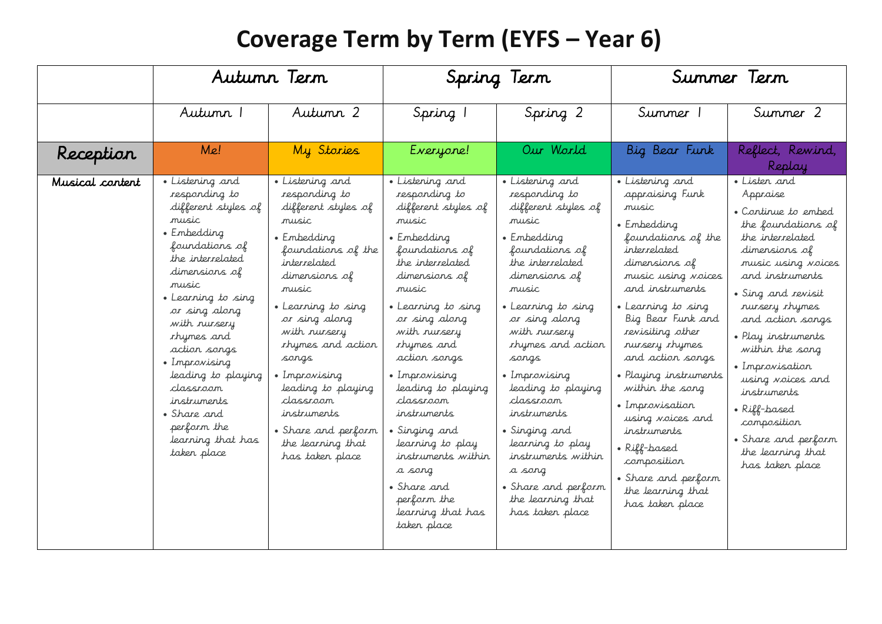# Coverage Term by Term (EYFS – Year 6)

| | Autumn Term | | Spring Term | | Summer Term | |
|---|---|---|---|---|---|---|
| | Autumn 1 | Autumn 2 | Spring 1 | Spring 2 | Summer 1 | Summer 2 |
| Reception | Me! | My Stories | Everyone! | Our World | Big Bear Funk | Reflect, Rewind, Replay |
| Musical content | • Listening and responding to different styles of music<br>• Embedding foundations of the interrelated dimensions of music<br>• Learning to sing or sing along with nursery rhymes and action songs<br>• Improvising leading to playing classroom instruments<br>• Share and perform the learning that has taken place | • Listening and responding to different styles of music<br>• Embedding foundations of the interrelated dimensions of music<br>• Learning to sing or sing along with nursery rhymes and action songs<br>• Improvising leading to playing classroom instruments<br>• Share and perform the learning that has taken place | • Listening and responding to different styles of music<br>• Embedding foundations of the interrelated dimensions of music<br>• Learning to sing or sing along with nursery rhymes and action songs<br>• Improvising leading to playing classroom instruments<br>• Singing and learning to play instruments within a song<br>• Share and perform the learning that has taken place | • Listening and responding to different styles of music<br>• Embedding foundations of the interrelated dimensions of music<br>• Learning to sing or sing along with nursery rhymes and action songs<br>• Improvising leading to playing classroom instruments<br>• Singing and learning to play instruments within a song<br>• Share and perform the learning that has taken place | • Listening and appraising Funk music<br>• Embedding foundations of the interrelated dimensions of music using voices and instruments<br>• Learning to sing Big Bear Funk and revisiting other nursery rhymes and action songs<br>• Playing instruments within the song<br>• Improvisation using voices and instruments<br>• Riff-based composition<br>• Share and perform the learning that has taken place | • Listen and Appraise<br>• Continue to embed the foundations of the interrelated dimensions of music using voices and instruments<br>• Sing and revisit nursery rhymes and action songs<br>• Play instruments within the song<br>• Improvisation using voices and instruments<br>• Riff-based composition<br>• Share and perform the learning that has taken place |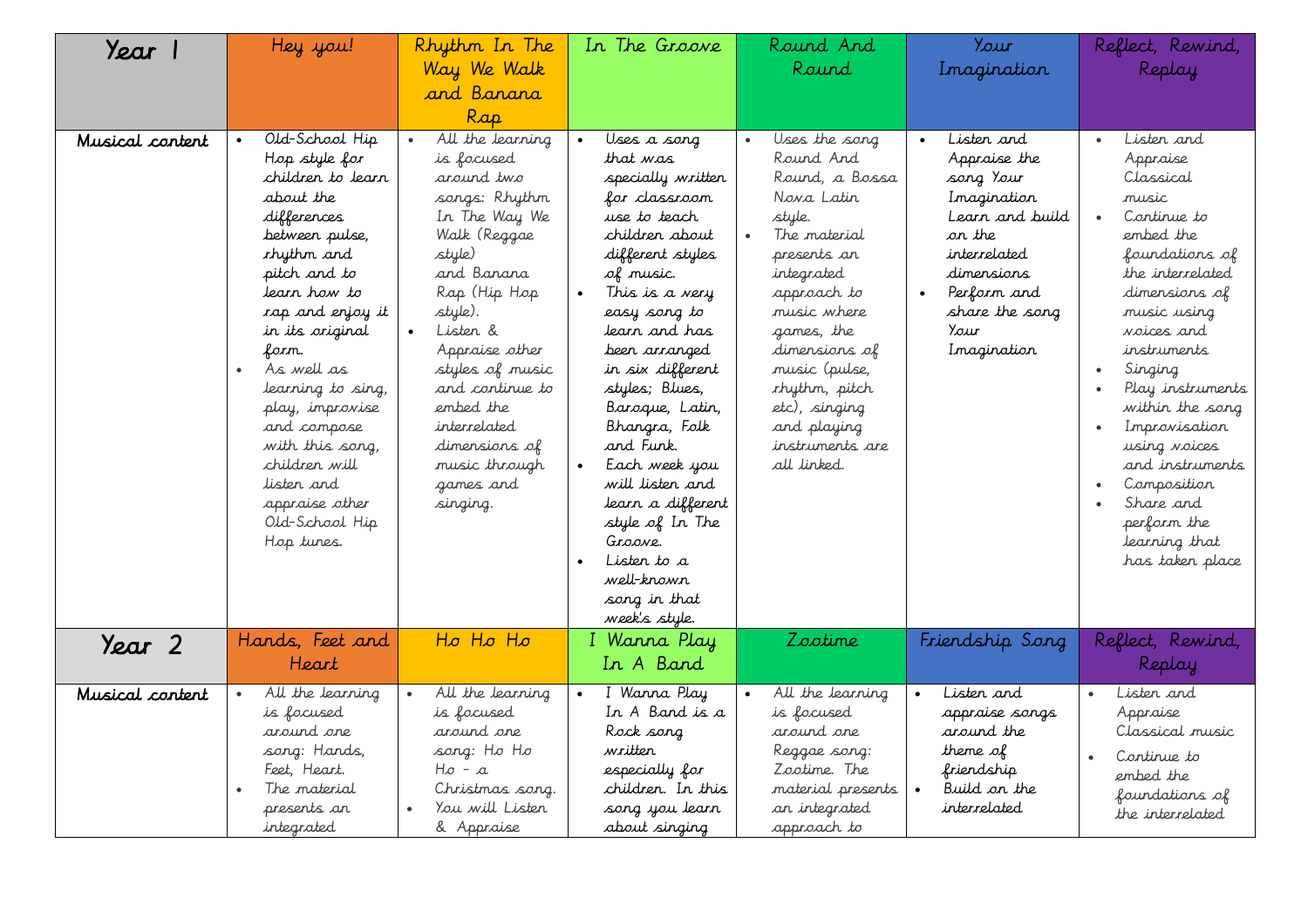| Year 1 | Hey you! | Rhythm In The Way We Walk and Banana Rap | In The Groove | Round And Round | Your Imagination | Reflect, Rewind, Replay |
|---|---|---|---|---|---|---|
| Musical content | • Old-School Hip Hop style for children to learn about the differences between pulse, rhythm and pitch and to learn how to rap and enjoy it in its original form.<br>• As well as learning to sing, play, improvise and compose with this song, children will listen and appraise other Old-School Hip Hop tunes. | • All the learning is focused around two songs: Rhythm In The Way We Walk (Reggae style) and Banana Rap (Hip Hop style).<br>• Listen & Appraise other styles of music and continue to embed the interrelated dimensions of music through games and singing. | • Uses a song that was specially written for classroom use to teach children about different styles of music.<br>• This is a very easy song to learn and has been arranged in six different styles; Blues, Baroque, Latin, Bhangra, Folk and Funk.<br>• Each week you will listen and learn a different style of In The Groove.<br>• Listen to a well-known song in that week's style. | • Uses the song Round And Round, a Bossa Nova Latin style.<br>• The material presents an integrated approach to music where games, the dimensions of music (pulse, rhythm, pitch etc), singing and playing instruments are all linked. | • Listen and Appraise the song Your Imagination Learn and build on the interrelated dimensions<br>• Perform and share the song Your Imagination | • Listen and Appraise Classical music<br>• Continue to embed the foundations of the interrelated dimensions of music using voices and instruments<br>• Singing<br>• Play instruments within the song<br>• Improvisation using voices and instruments<br>• Composition<br>• Share and perform the learning that has taken place |
| **Year 2** | **Hands, Feet and Heart** | **Ho Ho Ho** | **I Wanna Play In A Band** | **Zootime** | **Friendship Song** | **Reflect, Rewind, Replay** |
| Musical content | • All the learning is focused around one song: Hands, Feet, Heart.<br>• The material presents an integrated | • All the learning is focused around one song: Ho Ho Ho - a Christmas song.<br>• You will Listen & Appraise | • I Wanna Play In A Band is a Rock song written especially for children. In this song you learn about singing | • All the learning is focused around one Reggae song: Zootime. The material presents an integrated approach to | • Listen and appraise songs around the theme of friendship<br>• Build on the interrelated | • Listen and Appraise Classical music<br>• Continue to embed the foundations of the interrelated |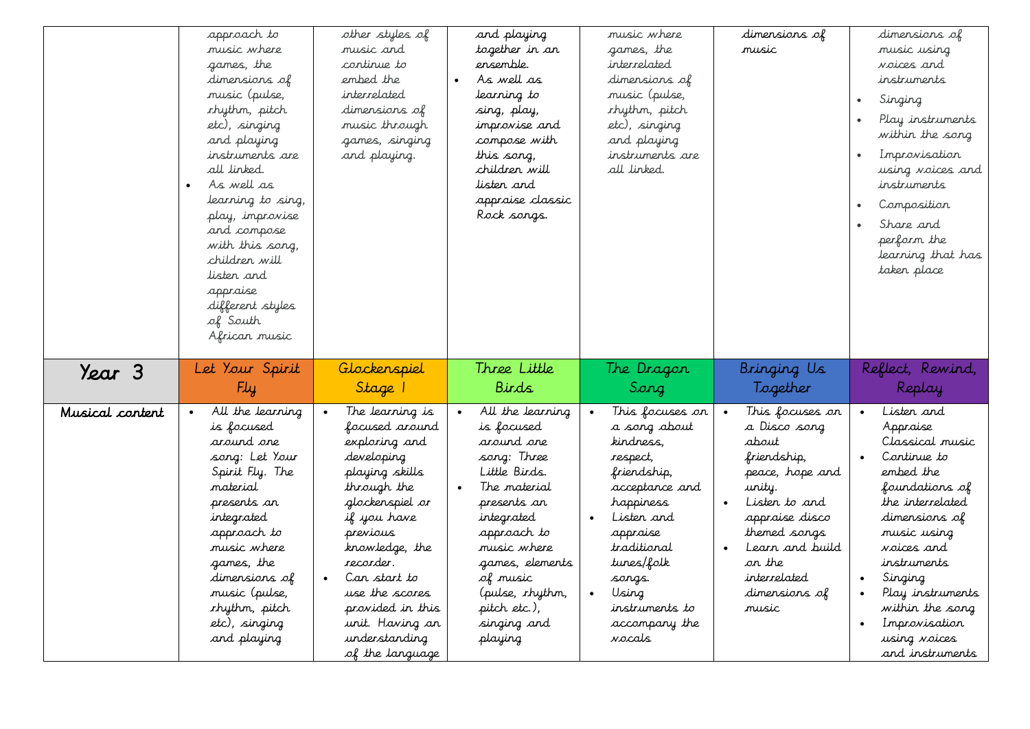| | | | | | | |
|---|---|---|---|---|---|---|
| | approach to music where games, the dimensions of music (pulse, rhythm, pitch etc), singing and playing instruments are all linked.<br>• As well as learning to sing, play, improvise and compose with this song, children will listen and appraise different styles of South African music | other styles of music and continue to embed the interrelated dimensions of music through games, singing and playing. | and playing together in an ensemble.<br>• As well as learning to sing, play, improvise and compose with this song, children will listen and appraise classic Rock songs. | music where games, the interrelated dimensions of music (pulse, rhythm, pitch etc), singing and playing instruments are all linked. | dimensions of music | dimensions of music using voices and instruments<br>• Singing<br>• Play instruments within the song<br>• Improvisation using voices and instruments<br>• Composition<br>• Share and perform the learning that has taken place |
| **Year 3** | **Let Your Spirit Fly** | **Glockenspiel Stage 1** | **Three Little Birds** | **The Dragon Song** | **Bringing Us Together** | **Reflect, Rewind, Replay** |
| Musical content | • All the learning is focused around one song: Let Your Spirit Fly. The material presents an integrated approach to music where games, the dimensions of music (pulse, rhythm, pitch etc), singing and playing | • The learning is focused around exploring and developing playing skills through the glockenspiel or if you have previous knowledge, the recorder.<br>• Can start to use the scores provided in this unit. Having an understanding of the language | • All the learning is focused around one song: Three Little Birds.<br>• The material presents an integrated approach to music where games, elements of music (pulse, rhythm, pitch etc.), singing and playing | • This focuses on a song about kindness, respect, friendship, acceptance and happiness<br>• Listen and appraise traditional tunes/folk songs.<br>• Using instruments to accompany the vocals | • This focuses on a Disco song about friendship, peace, hope and unity.<br>• Listen to and appraise disco themed songs<br>• Learn and build on the interrelated dimensions of music | • Listen and Appraise Classical music<br>• Continue to embed the foundations of the interrelated dimensions of music using voices and instruments<br>• Singing<br>• Play instruments within the song<br>• Improvisation using voices and instruments |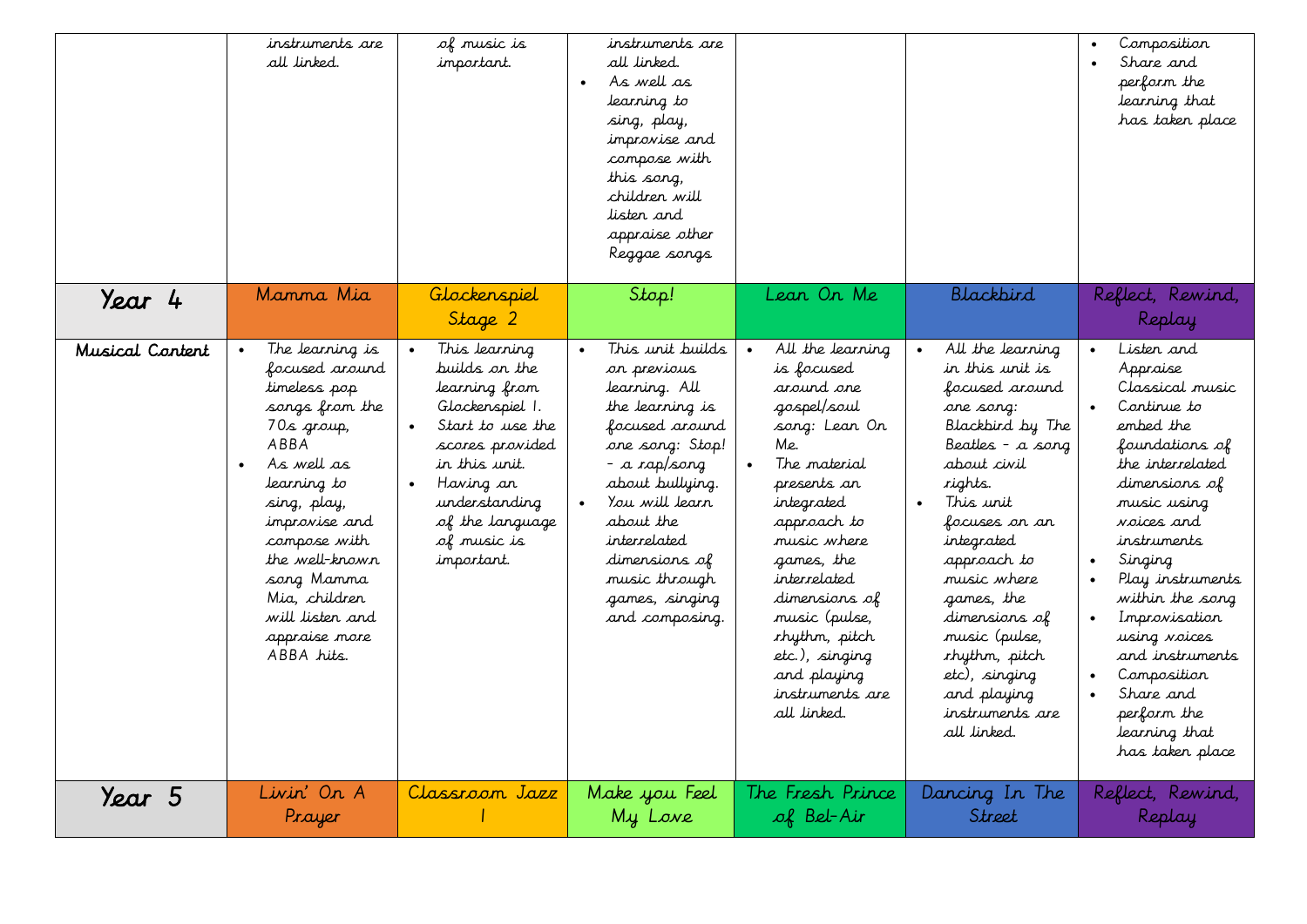| | | | | | | |
|---|---|---|---|---|---|---|
| | instruments are all linked. | of music is important. | instruments are all linked.<br>• As well as learning to sing, play, improvise and compose with this song, children will listen and appraise other Reggae songs | | | • Composition<br>• Share and perform the learning that has taken place |
| **Year 4** | Mamma Mia | Glockenspiel Stage 2 | Stop! | Lean On Me | Blackbird | Reflect, Rewind, Replay |
| **Musical Content** | • The learning is focused around timeless pop songs from the 70s group, ABBA<br>• As well as learning to sing, play, improvise and compose with the well-known song Mamma Mia, children will listen and appraise more ABBA hits. | • This learning builds on the learning from Glockenspiel 1.<br>• Start to use the scores provided in this unit.<br>• Having an understanding of the language of music is important. | • This unit builds on previous learning. All the learning is focused around one song: Stop! - a rap/song about bullying.<br>• You will learn about the interrelated dimensions of music through games, singing and composing. | • All the learning is focused around one gospel/soul song: Lean On Me.<br>• The material presents an integrated approach to music where games, the interrelated dimensions of music (pulse, rhythm, pitch etc.), singing and playing instruments are all linked. | • All the learning in this unit is focused around one song: Blackbird by The Beatles - a song about civil rights.<br>• This unit focuses on an integrated approach to music where games, the dimensions of music (pulse, rhythm, pitch etc), singing and playing instruments are all linked. | • Listen and Appraise Classical music<br>• Continue to embed the foundations of the interrelated dimensions of music using voices and instruments<br>• Singing<br>• Play instruments within the song<br>• Improvisation using voices and instruments<br>• Composition<br>• Share and perform the learning that has taken place |
| **Year 5** | Livin' On A Prayer | Classroom Jazz 1 | Make you Feel My Love | The Fresh Prince of Bel-Air | Dancing In The Street | Reflect, Rewind, Replay |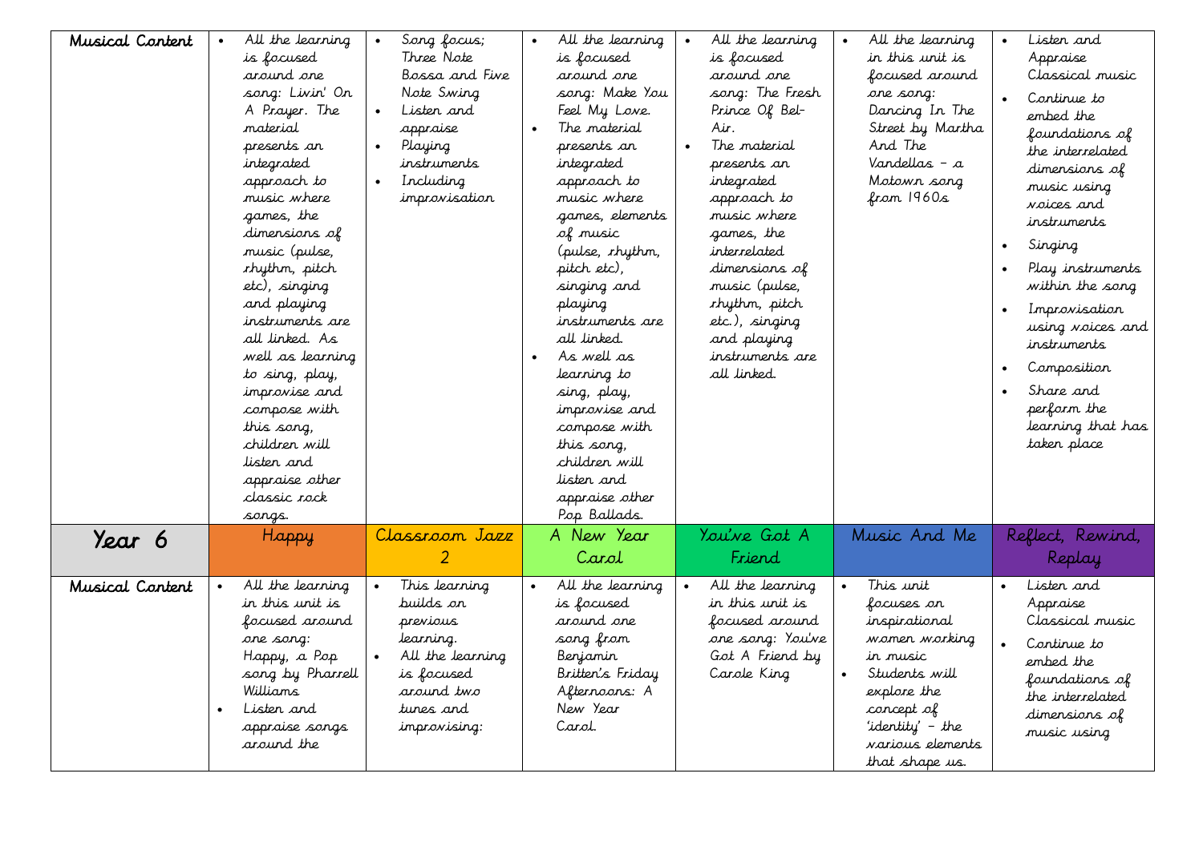| | | | | | | |
|---|---|---|---|---|---|---|
| Musical Content | • All the learning is focused around one song: Livin' On A Prayer. The material presents an integrated approach to music where games, the dimensions of music (pulse, rhythm, pitch etc), singing and playing instruments are all linked. As well as learning to sing, play, improvise and compose with this song, children will listen and appraise other classic rock songs. | • Song focus; Three Note Bossa and Five Note Swing<br>• Listen and appraise<br>• Playing instruments<br>• Including improvisation | • All the learning is focused around one song: Make You Feel My Love.<br>• The material presents an integrated approach to music where games, elements of music (pulse, rhythm, pitch etc), singing and playing instruments are all linked.<br>• As well as learning to sing, play, improvise and compose with this song, children will listen and appraise other Pop Ballads. | • All the learning is focused around one song: The Fresh Prince Of Bel-Air.<br>• The material presents an integrated approach to music where games, the interrelated dimensions of music (pulse, rhythm, pitch etc.), singing and playing instruments are all linked. | • All the learning in this unit is focused around one song: Dancing In The Street by Martha And The Vandellas – a Motown song from 1960s | • Listen and Appraise Classical music<br>• Continue to embed the foundations of the interrelated dimensions of music using voices and instruments<br>• Singing<br>• Play instruments within the song<br>• Improvisation using voices and instruments<br>• Composition<br>• Share and perform the learning that has taken place |
| **Year 6** | Happy | Classroom Jazz 2 | A New Year Carol | You've Got A Friend | Music And Me | Reflect, Rewind, Replay |
| Musical Content | • All the learning in this unit is focused around one song: Happy, a Pop song by Pharrell Williams<br>• Listen and appraise songs around the | • This learning builds on previous learning.<br>• All the learning is focused around two tunes and improvising: | • All the learning is focused around one song from Benjamin Britten's Friday Afternoons: A New Year Carol. | • All the learning in this unit is focused around one song: You've Got A Friend by Carole King | • This unit focuses on inspirational women working in music<br>• Students will explore the concept of 'identity' – the various elements that shape us. | • Listen and Appraise Classical music<br>• Continue to embed the foundations of the interrelated dimensions of music using |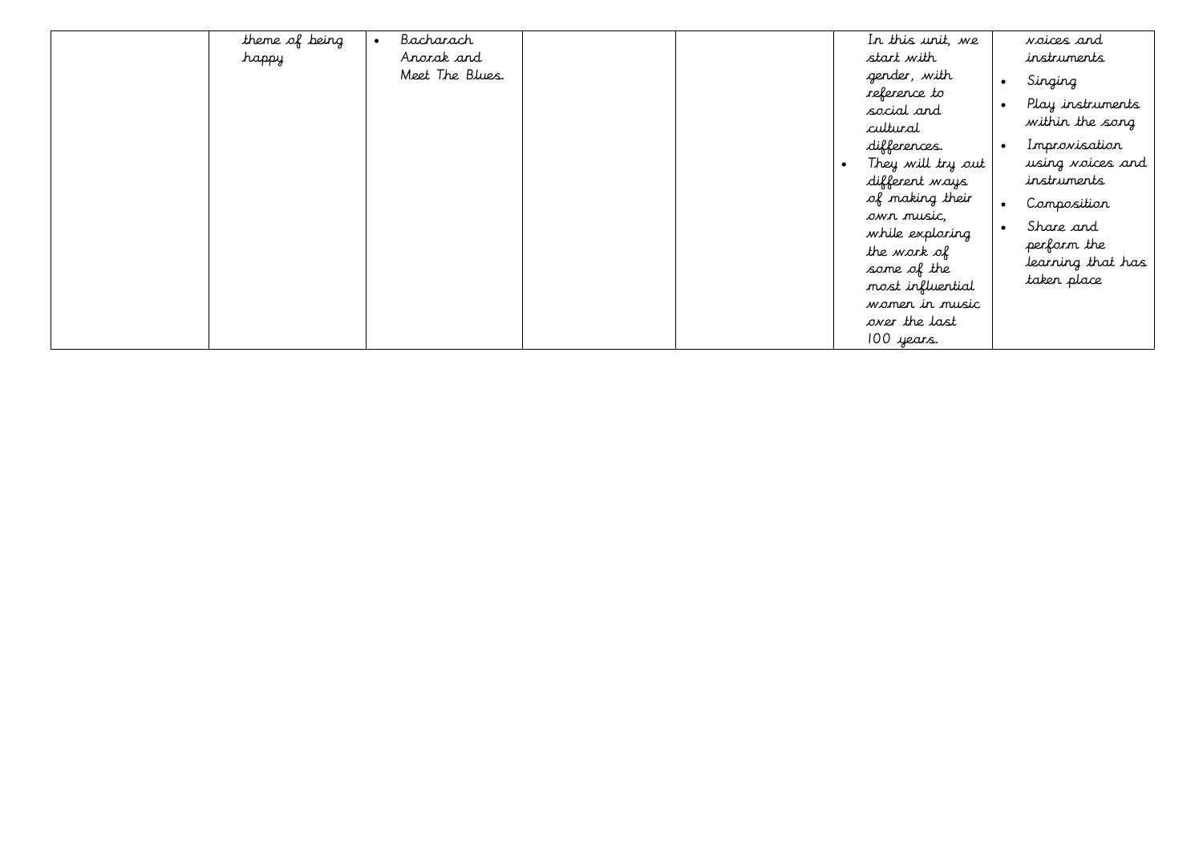|  |  |  |  |  |  |  |
|---|---|---|---|---|---|---|
|  | theme of being happy | • Bacharach Anorak and Meet The Blues. |  |  | In this unit, we start with gender, with reference to social and cultural differences.<br>• They will try out different ways of making their own music, while exploring the work of some of the most influential women in music over the last 100 years. | voices and instruments<br>• Singing<br>• Play instruments within the song<br>• Improvisation using voices and instruments<br>• Composition<br>• Share and perform the learning that has taken place |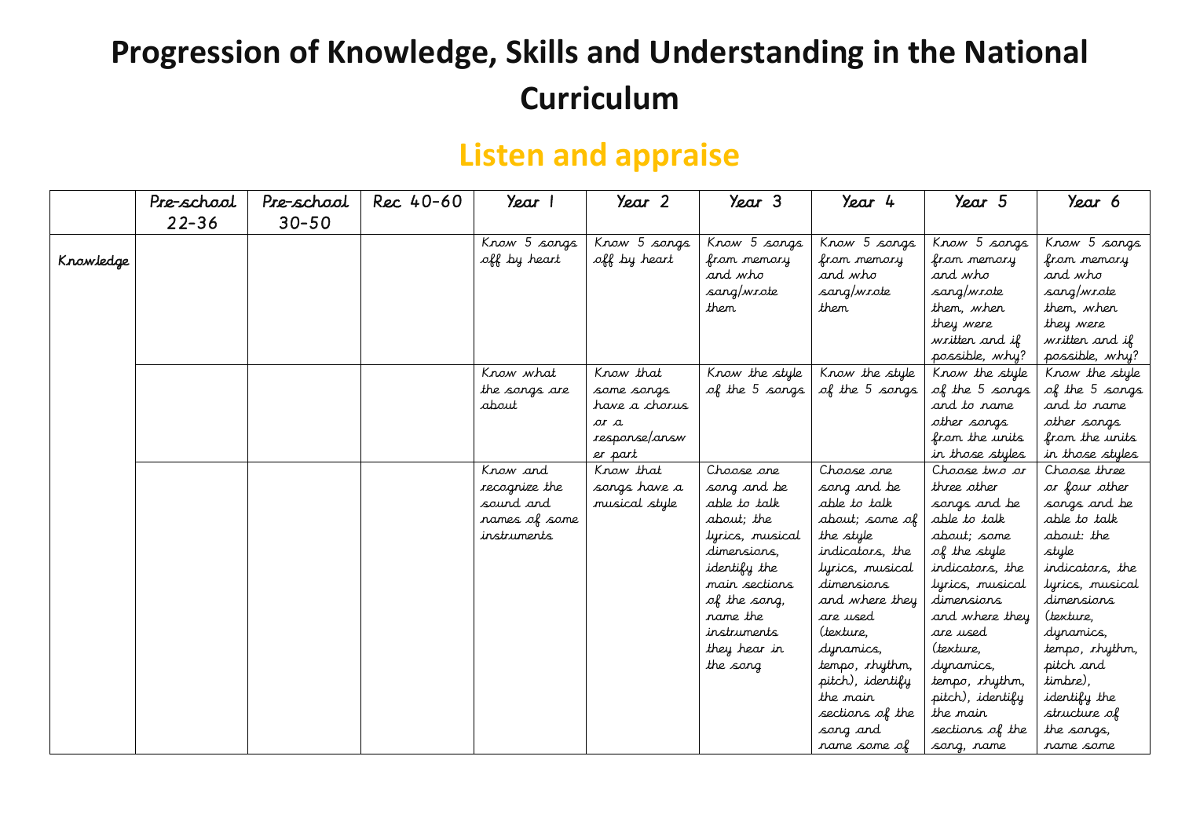# Progression of Knowledge, Skills and Understanding in the National Curriculum

## Listen and appraise

| | Pre-school 22-36 | Pre-school 30-50 | Rec 40-60 | Year 1 | Year 2 | Year 3 | Year 4 | Year 5 | Year 6 |
|---|---|---|---|---|---|---|---|---|---|
| Knowledge | | | | Know 5 songs off by heart | Know 5 songs off by heart | Know 5 songs from memory and who sang/wrote them | Know 5 songs from memory and who sang/wrote them | Know 5 songs from memory and who sang/wrote them, when they were written and if possible, why? | Know 5 songs from memory and who sang/wrote them, when they were written and if possible, why? |
| | | | | Know what the songs are about | Know that some songs have a chorus or a response/answer part | Know the style of the 5 songs | Know the style of the 5 songs | Know the style of the 5 songs and to name other songs from the units in those styles | Know the style of the 5 songs and to name other songs from the units in those styles |
| | | | | Know and recognize the sound and names of some instruments | Know that songs have a musical style | Choose one song and be able to talk about; the lyrics, musical dimensions, identify the main sections of the song, name the instruments they hear in the song | Choose one song and be able to talk about; some of the style indicators, the lyrics, musical dimensions and where they are used (texture, dynamics, tempo, rhythm, pitch), identify the main sections of the song and name some of | Choose two or three other songs and be able to talk about; some of the style indicators, the lyrics, musical dimensions and where they are used (texture, dynamics, tempo, rhythm, pitch), identify the main sections of the song, name | Choose three or four other songs and be able to talk about: the style indicators, the lyrics, musical dimensions (texture, dynamics, tempo, rhythm, pitch and timbre), identify the structure of the songs, name some |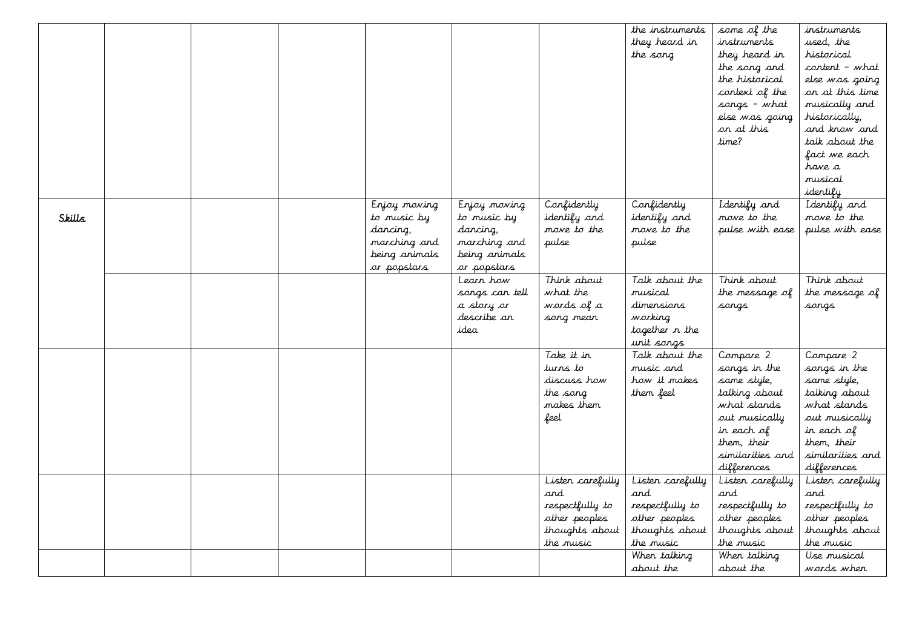| | | | | | | | | | |
|---|---|---|---|---|---|---|---|---|---|
| | | | | | | | the instruments they heard in the song | some of the instruments they heard in the song and the historical context of the songs – what else was going on at this time? | instruments used, the historical content – what else was going on at this time musically and historically, and know and talk about the fact we each have a musical identify |
| Skills | | | | Enjoy moving to music by dancing, marching and being animals or popstars | Enjoy moving to music by dancing, marching and being animals or popstars | Confidently identify and move to the pulse | Confidently identify and move to the pulse | Identify and move to the pulse with ease | Identify and move to the pulse with ease |
| | | | | | Learn how songs can tell a story or describe an idea | Think about what the words of a song mean | Talk about the musical dimensions working together n the unit songs | Think about the message of songs | Think about the message of songs |
| | | | | | | Take it in turns to discuss how the song makes them feel | Talk about the music and how it makes them feel | Compare 2 songs in the same style, talking about what stands out musically in each of them, their similarities and differences | Compare 2 songs in the same style, talking about what stands out musically in each of them, their similarities and differences |
| | | | | | | Listen carefully and respectfully to other peoples thoughts about the music | Listen carefully and respectfully to other peoples thoughts about the music | Listen carefully and respectfully to other peoples thoughts about the music | Listen carefully and respectfully to other peoples thoughts about the music |
| | | | | | | | When talking about the | When talking about the | Use musical words when |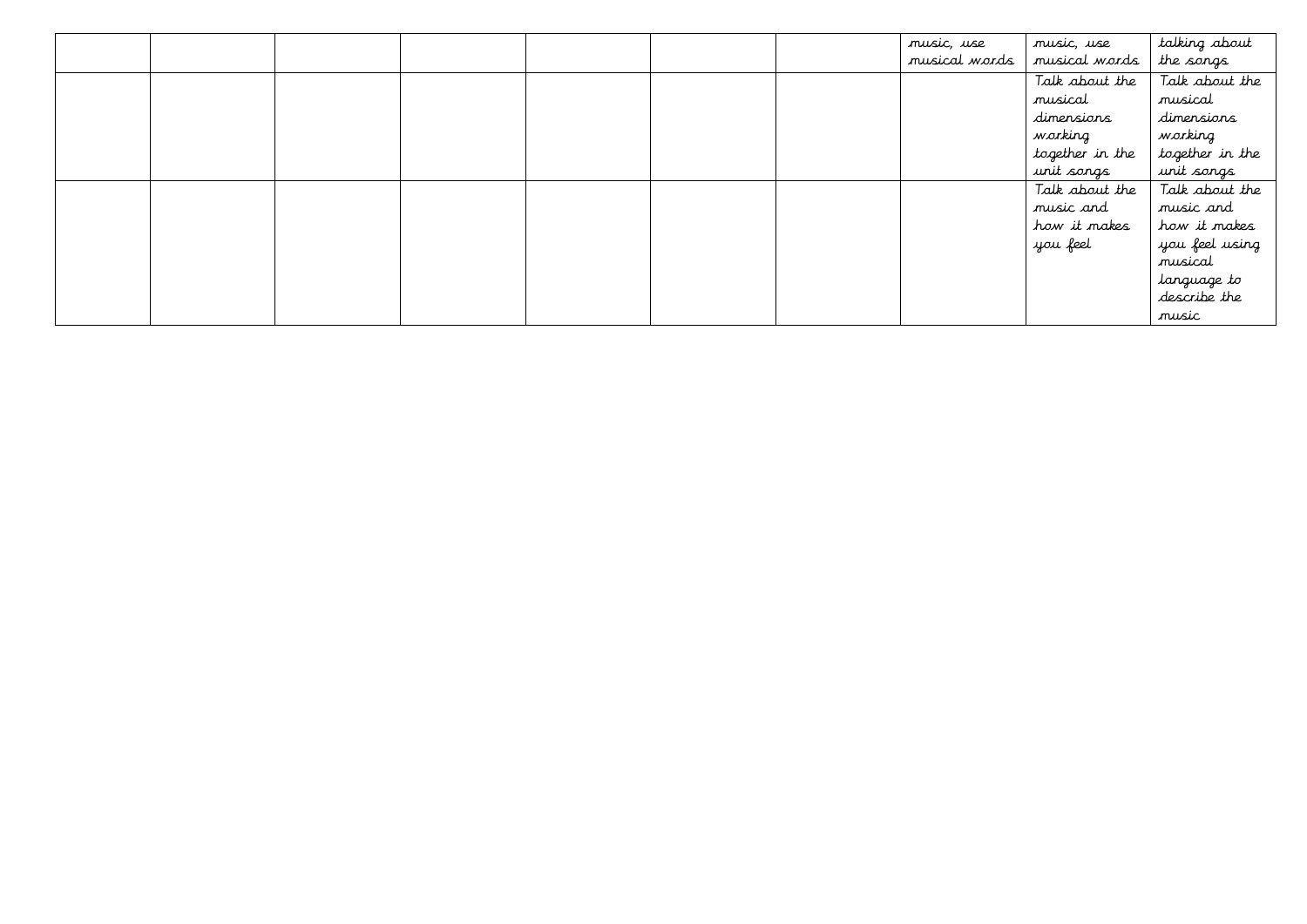| | | | | | | | | | |
|---|---|---|---|---|---|---|---|---|---|
| | | | | | | | music, use musical words | music, use musical words | talking about the songs |
| | | | | | | | | Talk about the musical dimensions working together in the unit songs | Talk about the musical dimensions working together in the unit songs |
| | | | | | | | | Talk about the music and how it makes you feel | Talk about the music and how it makes you feel using musical language to describe the music |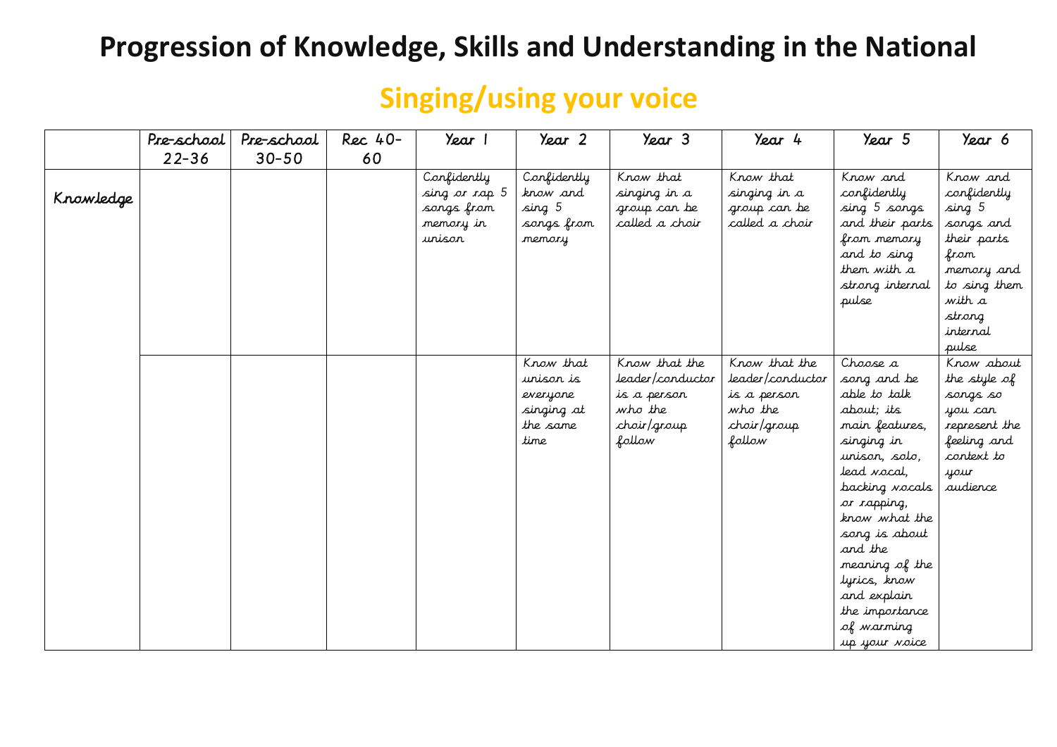# Progression of Knowledge, Skills and Understanding in the National

## Singing/using your voice

| | Pre-school 22-36 | Pre-school 30-50 | Rec 40-60 | Year 1 | Year 2 | Year 3 | Year 4 | Year 5 | Year 6 |
|---|---|---|---|---|---|---|---|---|---|
| Knowledge | | | | Confidently sing or rap 5 songs from memory in unison | Confidently know and sing 5 songs from memory | Know that singing in a group can be called a choir | Know that singing in a group can be called a choir | Know and confidently sing 5 songs and their parts from memory and to sing them with a strong internal pulse | Know and confidently sing 5 songs and their parts from memory and to sing them with a strong internal pulse |
| | | | | | Know that unison is everyone singing at the same time | Know that the leader/conductor is a person who the choir/group follow | Know that the leader/conductor is a person who the choir/group follow | Choose a song and be able to talk about; its main features, singing in unison, solo, lead vocal, backing vocals or rapping, know what the song is about and the meaning of the lyrics, know and explain the importance of warming up your voice | Know about the style of songs so you can represent the feeling and context to your audience |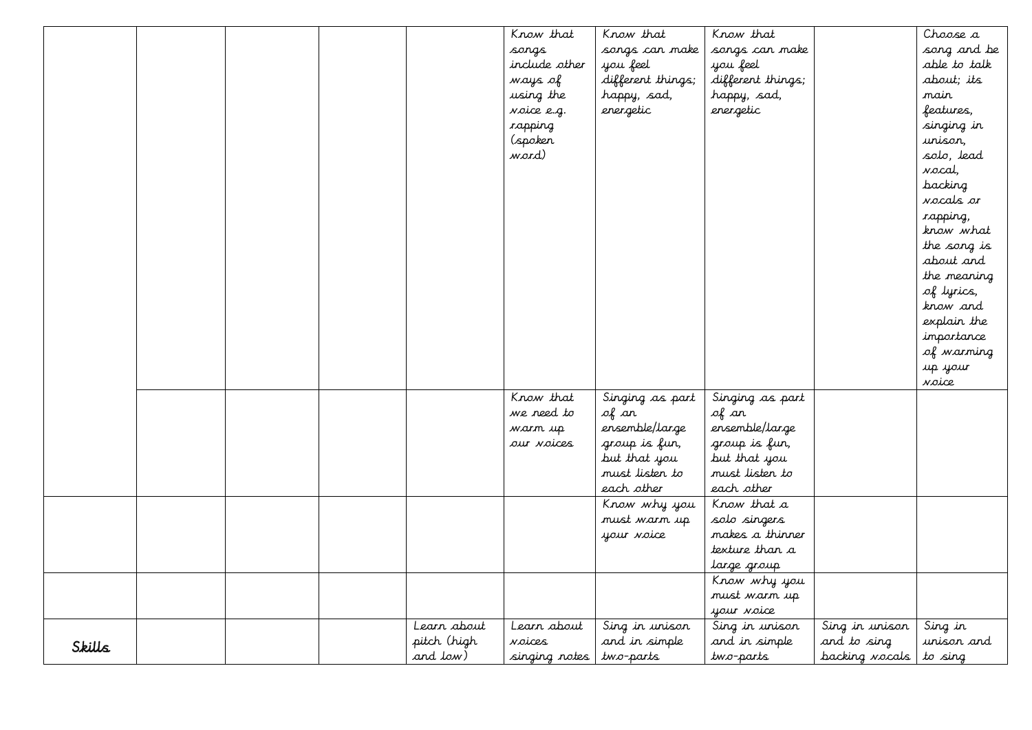| | | | | | | | | | |
|---|---|---|---|---|---|---|---|---|---|
| | | | | | Know that songs include other ways of using the voice e.g. rapping (spoken word) | Know that songs can make you feel different things; happy, sad, energetic | Know that songs can make you feel different things; happy, sad, energetic | | Choose a song and be able to talk about; its main features, singing in unison, solo, lead vocal, backing vocals or rapping, know what the song is about and the meaning of lyrics, know and explain the importance of warming up your voice |
| | | | | | Know that we need to warm up our voices | Singing as part of an ensemble/large group is fun, but that you must listen to each other | Singing as part of an ensemble/large group is fun, but that you must listen to each other | | |
| | | | | | | Know why you must warm up your voice | Know that a solo singers makes a thinner texture than a large group | | |
| | | | | | | | Know why you must warm up your voice | | |
| Skills | | | | Learn about pitch (high and low) | Learn about voices singing notes | Sing in unison and in simple two-parts | Sing in unison and in simple two-parts | Sing in unison and to sing backing vocals | Sing in unison and to sing |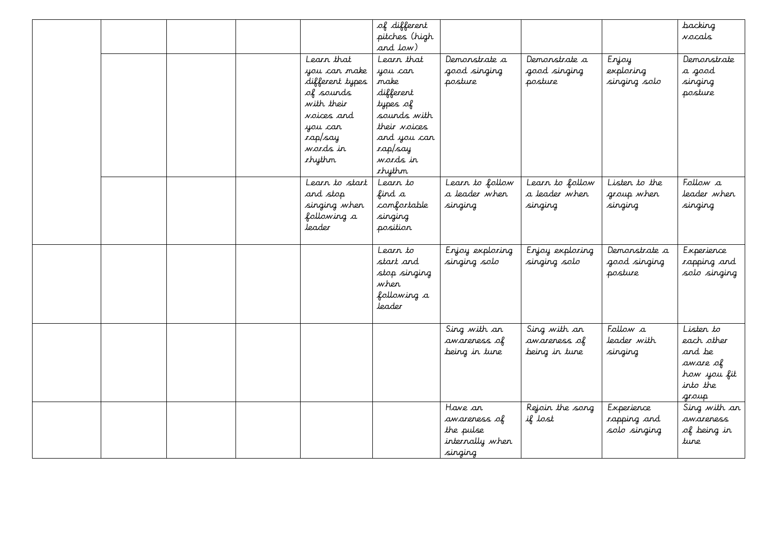| | | | | | | | | | |
|---|---|---|---|---|---|---|---|---|---|
| | | | | | of different pitches (high and low) | | | | backing vocals |
| | | | | Learn that you can make different types of sounds with their voices and you can rap/say words in rhythm | Learn that you can make different types of sounds with their voices and you can rap/say words in rhythm | Demonstrate a good singing posture | Demonstrate a good singing posture | Enjoy exploring singing solo | Demonstrate a good singing posture |
| | | | | Learn to start and stop singing when following a leader | Learn to find a comfortable singing position | Learn to follow a leader when singing | Learn to follow a leader when singing | Listen to the group when singing | Follow a leader when singing |
| | | | | | Learn to start and stop singing when following a leader | Enjoy exploring singing solo | Enjoy exploring singing solo | Demonstrate a good singing posture | Experience rapping and solo singing |
| | | | | | | Sing with an awareness of being in tune | Sing with an awareness of being in tune | Follow a leader with singing | Listen to each other and be aware of how you fit into the group |
| | | | | | | Have an awareness of the pulse internally when singing | Rejoin the song if lost | Experience rapping and solo singing | Sing with an awareness of being in tune |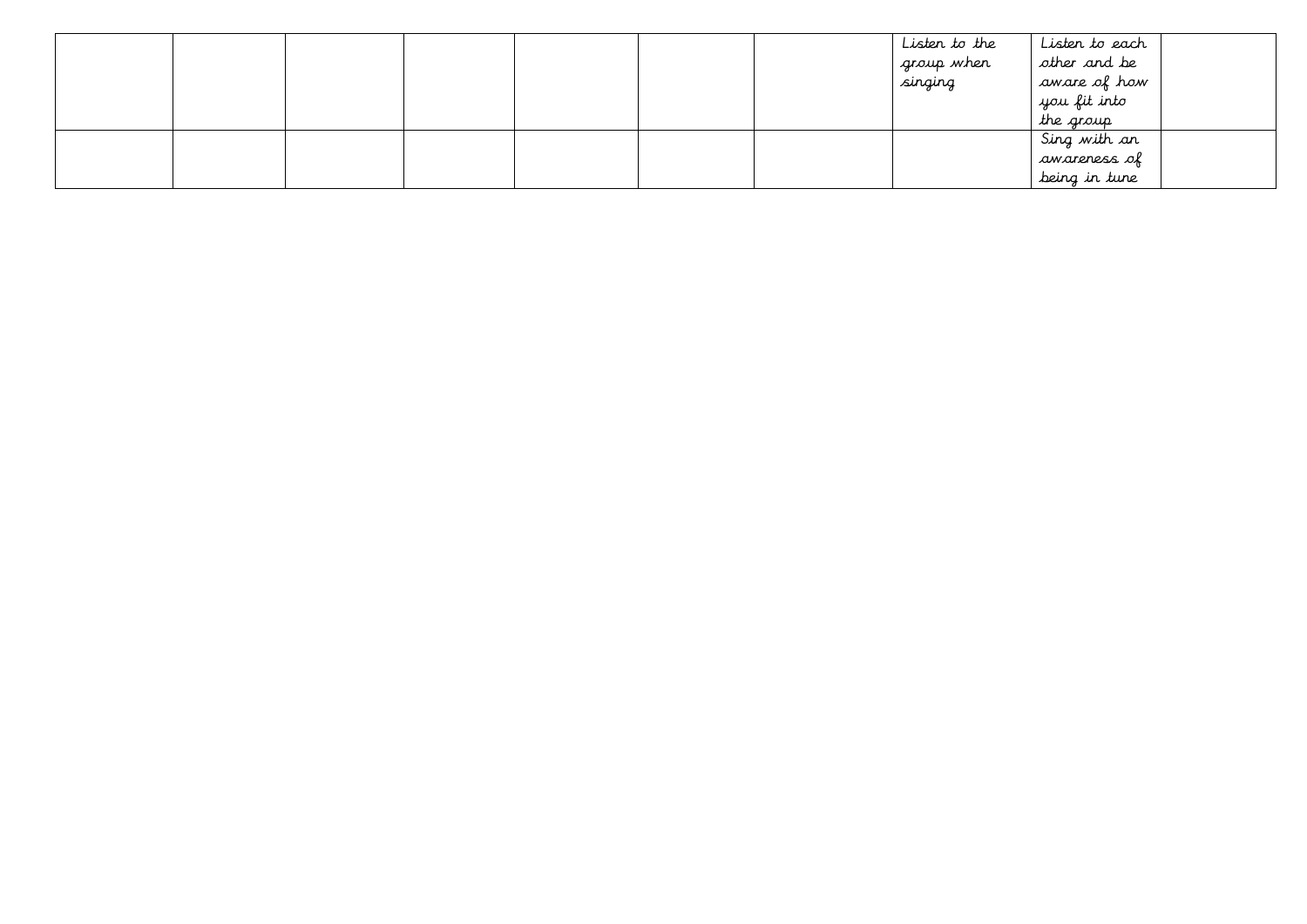| | | | | | | | | | |
|---|---|---|---|---|---|---|---|---|---|
| | | | | | | | Listen to the group when singing | Listen to each other and be aware of how you fit into the group | |
| | | | | | | | | Sing with an awareness of being in tune | |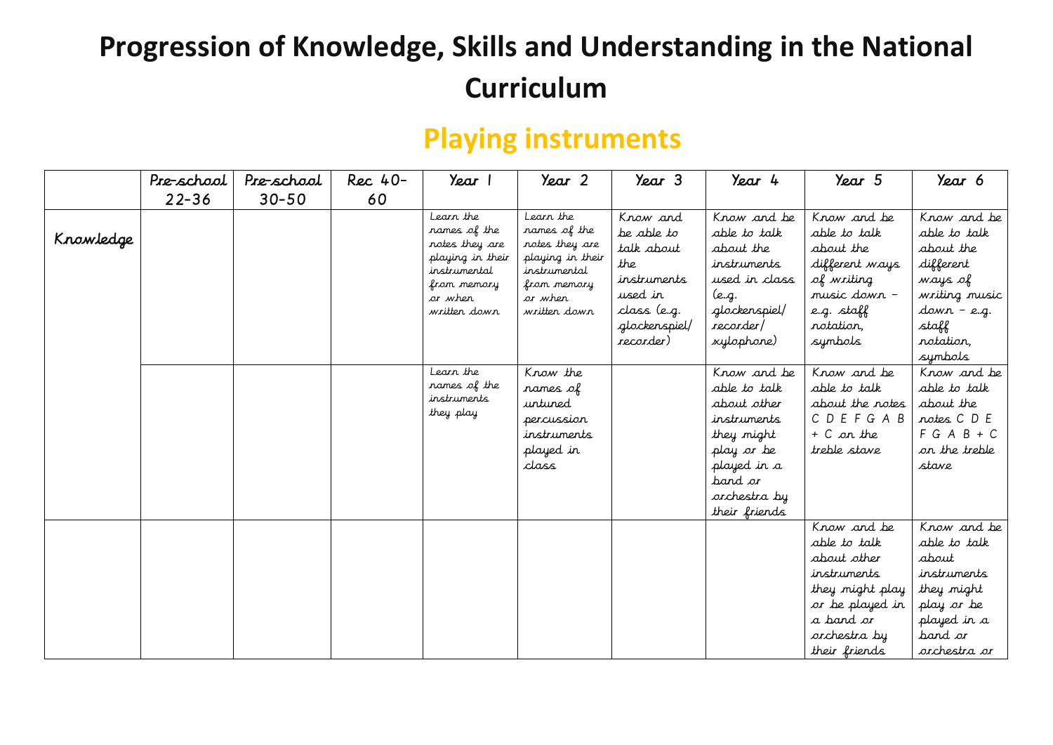# Progression of Knowledge, Skills and Understanding in the National Curriculum

## Playing instruments

| | Pre-school 22-36 | Pre-school 30-50 | Rec 40-60 | Year 1 | Year 2 | Year 3 | Year 4 | Year 5 | Year 6 |
|---|---|---|---|---|---|---|---|---|---|
| Knowledge | | | | Learn the names of the notes they are playing in their instrumental from memory or when written down | Learn the names of the notes they are playing in their instrumental from memory or when written down | Know and be able to talk about the instruments used in class (e.g. glockenspiel/ recorder) | Know and be able to talk about the instruments used in class (e.g. glockenspiel/ recorder/ xylophone) | Know and be able to talk about the different ways of writing music down – e.g. staff notation, symbols | Know and be able to talk about the different ways of writing music down – e.g. staff notation, symbols |
| | | | | Learn the names of the instruments they play | Know the names of untuned percussion instruments played in class | | Know and be able to talk about other instruments they might play or be played in a band or orchestra by their friends | Know and be able to talk about the notes C D E F G A B + C on the treble stave | Know and be able to talk about the notes C D E F G A B + C on the treble stave |
| | | | | | | | | Know and be able to talk about other instruments they might play or be played in a band or orchestra by their friends | Know and be able to talk about instruments they might play or be played in a band or orchestra or |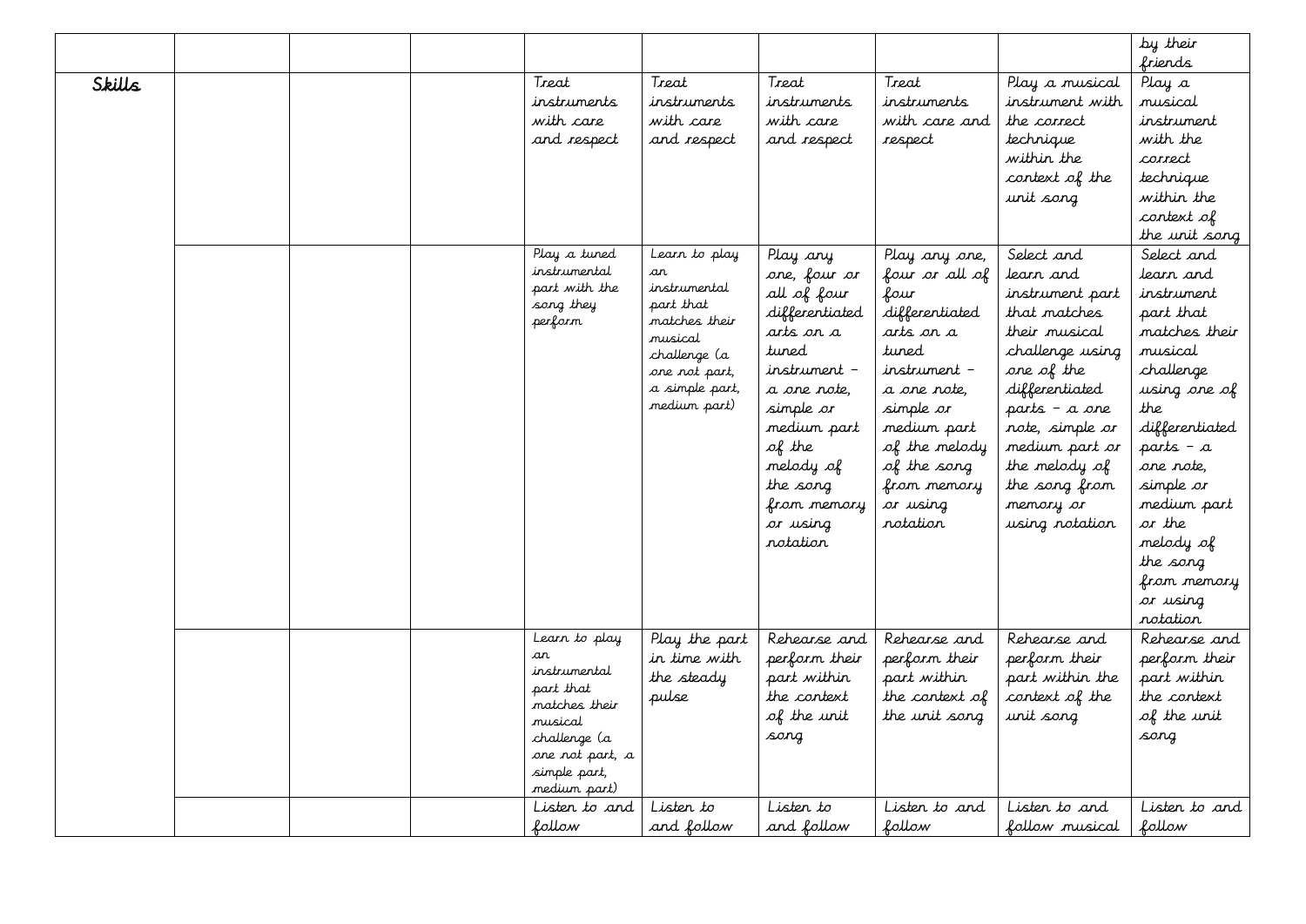| | | | | | | | | | |
|---|---|---|---|---|---|---|---|---|---|
| | | | | | | | | | by their friends |
| Skills | | | | Treat instruments with care and respect | Treat instruments with care and respect | Treat instruments with care and respect | Treat instruments with care and respect | Play a musical instrument with the correct technique within the context of the unit song | Play a musical instrument with the correct technique within the context of the unit song |
| | | | | Play a tuned instrumental part with the song they perform | Learn to play an instrumental part that matches their musical challenge (a one not part, a simple part, medium part) | Play any one, four or all of four differentiated arts on a tuned instrument – a one note, simple or medium part of the melody of the song from memory or using notation | Play any one, four or all of four differentiated arts on a tuned instrument – a one note, simple or medium part of the melody of the song from memory or using notation | Select and learn and instrument part that matches their musical challenge using one of the differentiated parts – a one note, simple or medium part or the melody of the song from memory or using notation | Select and learn and instrument part that matches their musical challenge using one of the differentiated parts – a one note, simple or medium part or the melody of the song from memory or using notation |
| | | | | Learn to play an instrumental part that matches their musical challenge (a one not part, a simple part, medium part) | Play the part in time with the steady pulse | Rehearse and perform their part within the context of the unit song | Rehearse and perform their part within the context of the unit song | Rehearse and perform their part within the context of the unit song | Rehearse and perform their part within the context of the unit song |
| | | | | Listen to and follow | Listen to and follow | Listen to and follow | Listen to and follow | Listen to and follow musical | Listen to and follow |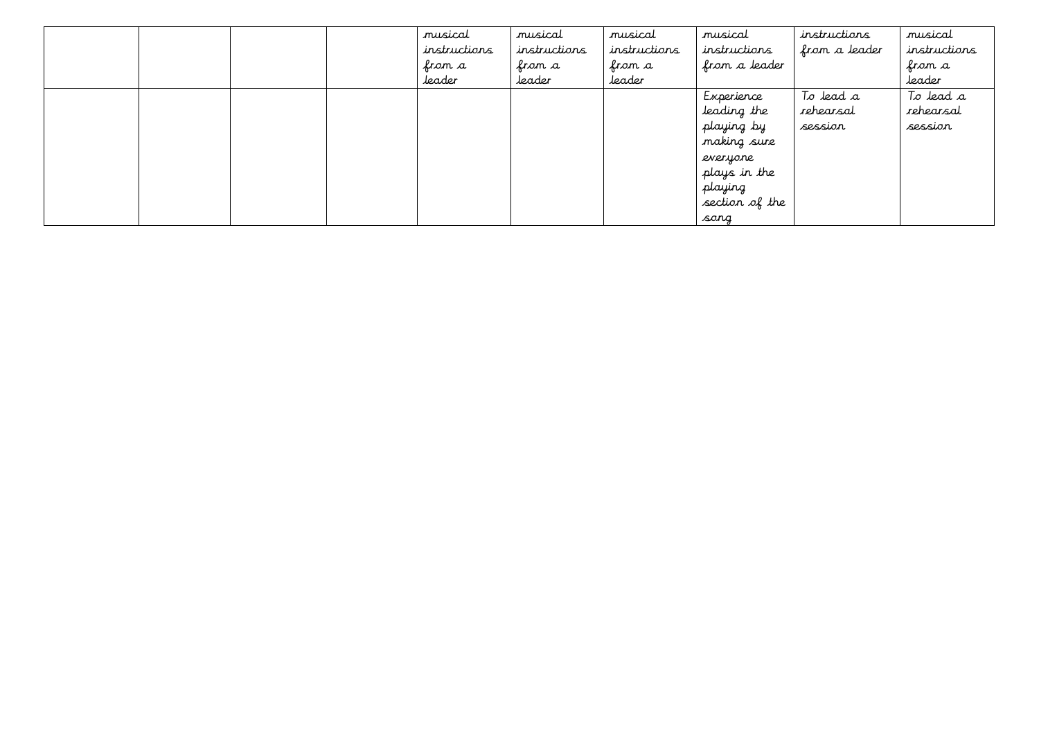| | | | | | | | | | |
|---|---|---|---|---|---|---|---|---|---|
| | | | | musical instructions from a leader | musical instructions from a leader | musical instructions from a leader | musical instructions from a leader | instructions from a leader | musical instructions from a leader |
| | | | | | | | Experience leading the playing by making sure everyone plays in the playing section of the song | To lead a rehearsal session | To lead a rehearsal session |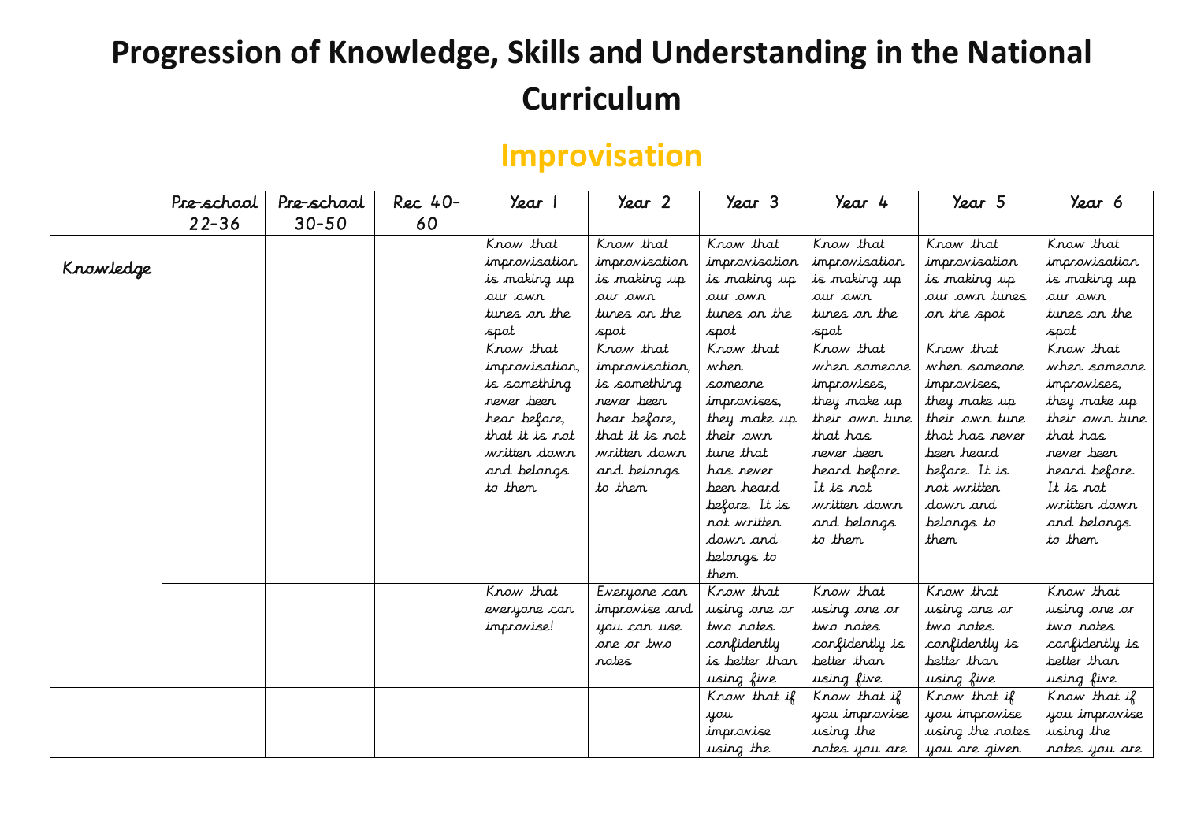# Progression of Knowledge, Skills and Understanding in the National Curriculum

## Improvisation

| | Pre-school 22-36 | Pre-school 30-50 | Rec 40-60 | Year 1 | Year 2 | Year 3 | Year 4 | Year 5 | Year 6 |
|---|---|---|---|---|---|---|---|---|---|
| Knowledge | | | | Know that improvisation is making up our own tunes on the spot | Know that improvisation is making up our own tunes on the spot | Know that improvisation is making up our own tunes on the spot | Know that improvisation is making up our own tunes on the spot | Know that improvisation is making up our own tunes on the spot | Know that improvisation is making up our own tunes on the spot |
| | | | | Know that improvisation, is something never been hear before, that it is not written down and belongs to them | Know that improvisation, is something never been hear before, that it is not written down and belongs to them | Know that when someone improvises, they make up their own tune that has never been heard before. It is not written down and belongs to them | Know that when someone improvises, they make up their own tune that has never been heard before. It is not written down and belongs to them | Know that when someone improvises, they make up their own tune that has never been heard before. It is not written down and belongs to them | Know that when someone improvises, they make up their own tune that has never been heard before. It is not written down and belongs to them |
| | | | | Know that everyone can improvise! | Everyone can improvise and you can use one or two notes | Know that using one or two notes confidently is better than using five | Know that using one or two notes confidently is better than using five | Know that using one or two notes confidently is better than using five | Know that using one or two notes confidently is better than using five |
| | | | | | | Know that if you improvise using the | Know that if you improvise using the notes you are | Know that if you improvise using the notes you are given | Know that if you improvise using the notes you are |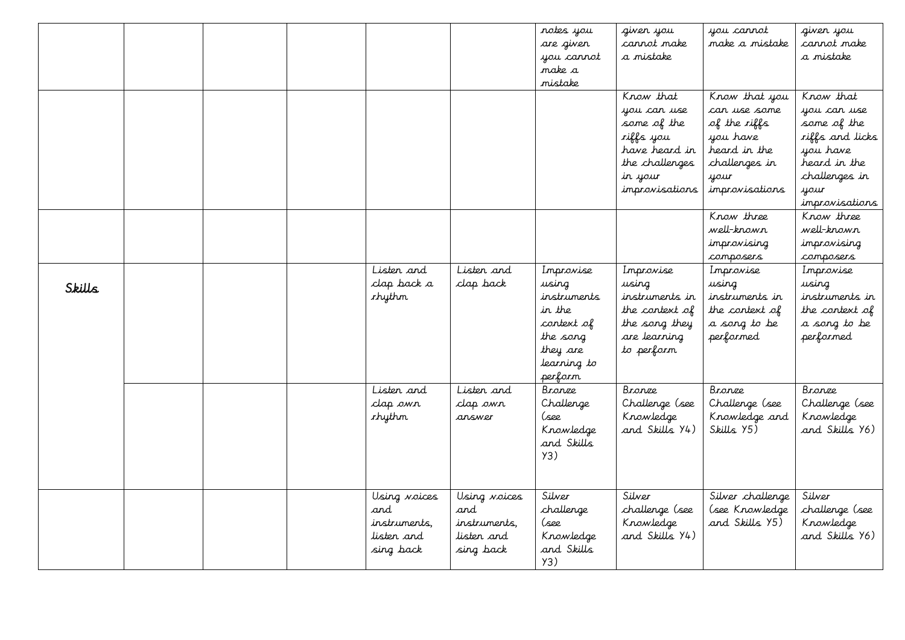| | | | | | | | | | |
|---|---|---|---|---|---|---|---|---|---|
| | | | | | | notes you are given you cannot make a mistake | given you cannot make a mistake | you cannot make a mistake | given you cannot make a mistake |
| | | | | | | | Know that you can use some of the riffs you have heard in the challenges in your improvisations | Know that you can use some of the riffs you have heard in the challenges in your improvisations | Know that you can use some of the riffs and licks you have heard in the challenges in your improvisations |
| | | | | | | | | Know three well-known improvising composers | Know three well-known improvising composers |
| Skills | | | | Listen and clap back a rhythm | Listen and clap back | Improvise using instruments in the context of the song they are learning to perform | Improvise using instruments in the context of the song they are learning to perform | Improvise using instruments in the context of a song to be performed | Improvise using instruments in the context of a song to be performed |
| | | | | Listen and clap own rhythm | Listen and clap own answer | Bronze Challenge (see Knowledge and Skills Y3) | Bronze Challenge (see Knowledge and Skills Y4) | Bronze Challenge (see Knowledge and Skills Y5) | Bronze Challenge (see Knowledge and Skills Y6) |
| | | | | Using voices and instruments, listen and sing back | Using voices and instruments, listen and sing back | Silver challenge (see Knowledge and Skills Y3) | Silver challenge (see Knowledge and Skills Y4) | Silver challenge (see Knowledge and Skills Y5) | Silver challenge (see Knowledge and Skills Y6) |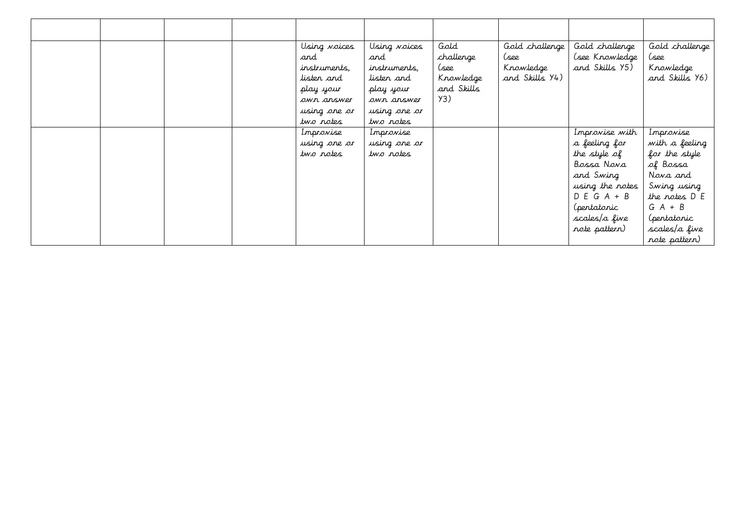| | | | | | | | | | |
|---|---|---|---|---|---|---|---|---|---|
| | | | | | | | | | |
| | | | | Using voices and instruments, listen and play your own answer using one or two notes | Using voices and instruments, listen and play your own answer using one or two notes | Gold challenge (see Knowledge and Skills Y3) | Gold challenge (see Knowledge and Skills Y4) | Gold challenge (see Knowledge and Skills Y5) | Gold challenge (see Knowledge and Skills Y6) |
| | | | | Improvise using one or two notes | Improvise using one or two notes | | | Improvise with a feeling for the style of Bossa Nova and Swing using the notes D E G A + B (pentatonic scales/a five note pattern) | Improvise with a feeling for the style of Bossa Nova and Swing using the notes D E G A + B (pentatonic scales/a five note pattern) |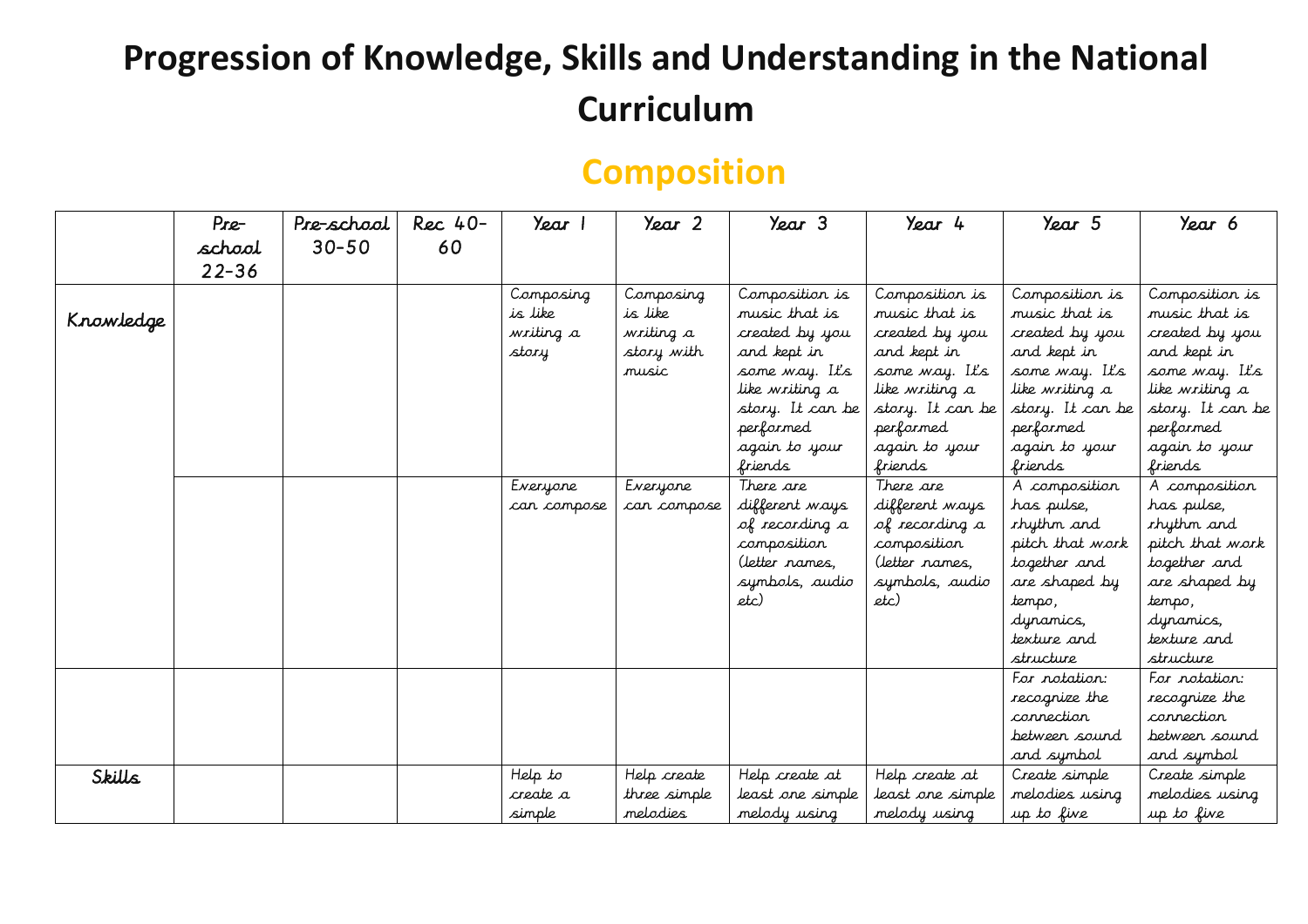# Progression of Knowledge, Skills and Understanding in the National Curriculum

## Composition

| | Pre-school 22-36 | Pre-school 30-50 | Rec 40-60 | Year 1 | Year 2 | Year 3 | Year 4 | Year 5 | Year 6 |
|---|---|---|---|---|---|---|---|---|---|
| Knowledge | | | | Composing is like writing a story | Composing is like writing a story with music | Composition is music that is created by you and kept in some way. It's like writing a story. It can be performed again to your friends | Composition is music that is created by you and kept in some way. It's like writing a story. It can be performed again to your friends | Composition is music that is created by you and kept in some way. It's like writing a story. It can be performed again to your friends | Composition is music that is created by you and kept in some way. It's like writing a story. It can be performed again to your friends |
| | | | | Everyone can compose | Everyone can compose | There are different ways of recording a composition (letter names, symbols, audio etc) | There are different ways of recording a composition (letter names, symbols, audio etc) | A composition has pulse, rhythm and pitch that work together and are shaped by tempo, dynamics, texture and structure | A composition has pulse, rhythm and pitch that work together and are shaped by tempo, dynamics, texture and structure |
| | | | | | | | | For notation: recognize the connection between sound and symbol | For notation: recognize the connection between sound and symbol |
| Skills | | | | Help to create a simple | Help create three simple melodies | Help create at least one simple melody using | Help create at least one simple melody using | Create simple melodies using up to five | Create simple melodies using up to five |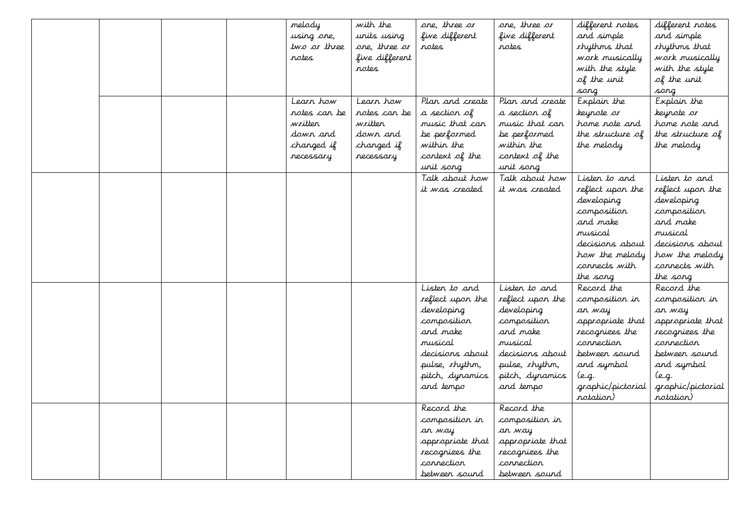| | | | | | | | | | |
|---|---|---|---|---|---|---|---|---|---|
| | | | | melody using one, two or three notes | with the units using one, three or five different notes | one, three or five different notes | one, three or five different notes | different notes and simple rhythms that work musically with the style of the unit song | different notes and simple rhythms that work musically with the style of the unit song |
| | | | | Learn how notes can be written down and changed if necessary | Learn how notes can be written down and changed if necessary | Plan and create a section of music that can be performed within the context of the unit song | Plan and create a section of music that can be performed within the context of the unit song | Explain the keynote or home note and the structure of the melody | Explain the keynote or home note and the structure of the melody |
| | | | | | | Talk about how it was created | Talk about how it was created | Listen to and reflect upon the developing composition and make musical decisions about how the melody connects with the song | Listen to and reflect upon the developing composition and make musical decisions about how the melody connects with the song |
| | | | | | | Listen to and reflect upon the developing composition and make musical decisions about pulse, rhythm, pitch, dynamics and tempo | Listen to and reflect upon the developing composition and make musical decisions about pulse, rhythm, pitch, dynamics and tempo | Record the composition in an way appropriate that recognizes the connection between sound and symbol (e.g. graphic/pictorial notation) | Record the composition in an way appropriate that recognizes the connection between sound and symbol (e.g. graphic/pictorial notation) |
| | | | | | | Record the composition in an way appropriate that recognizes the connection between sound | Record the composition in an way appropriate that recognizes the connection between sound | | |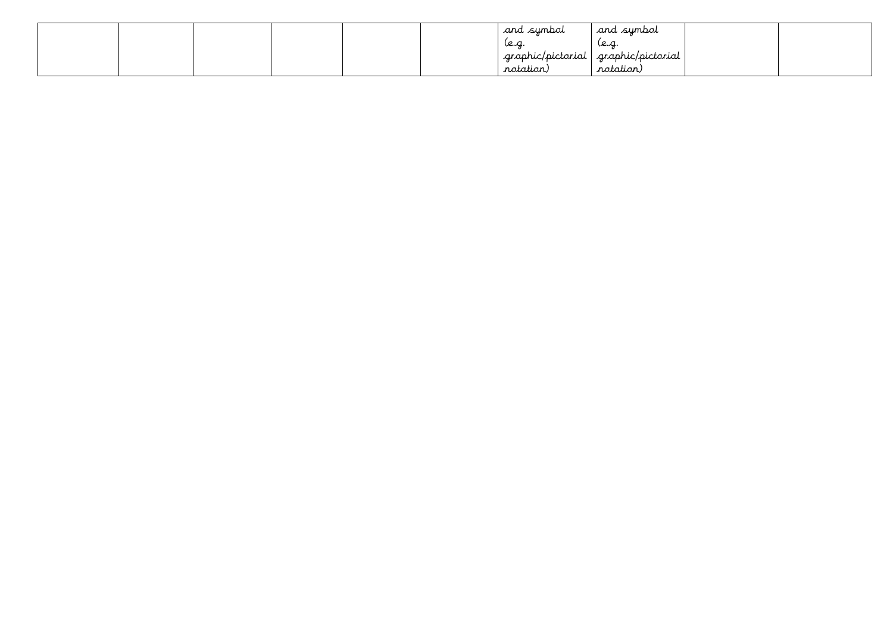| | | | | | | | | | |
|---|---|---|---|---|---|---|---|---|---|
| | | | | | | and symbol (e.g. graphic/pictorial notation) | and symbol (e.g. graphic/pictorial notation) | | |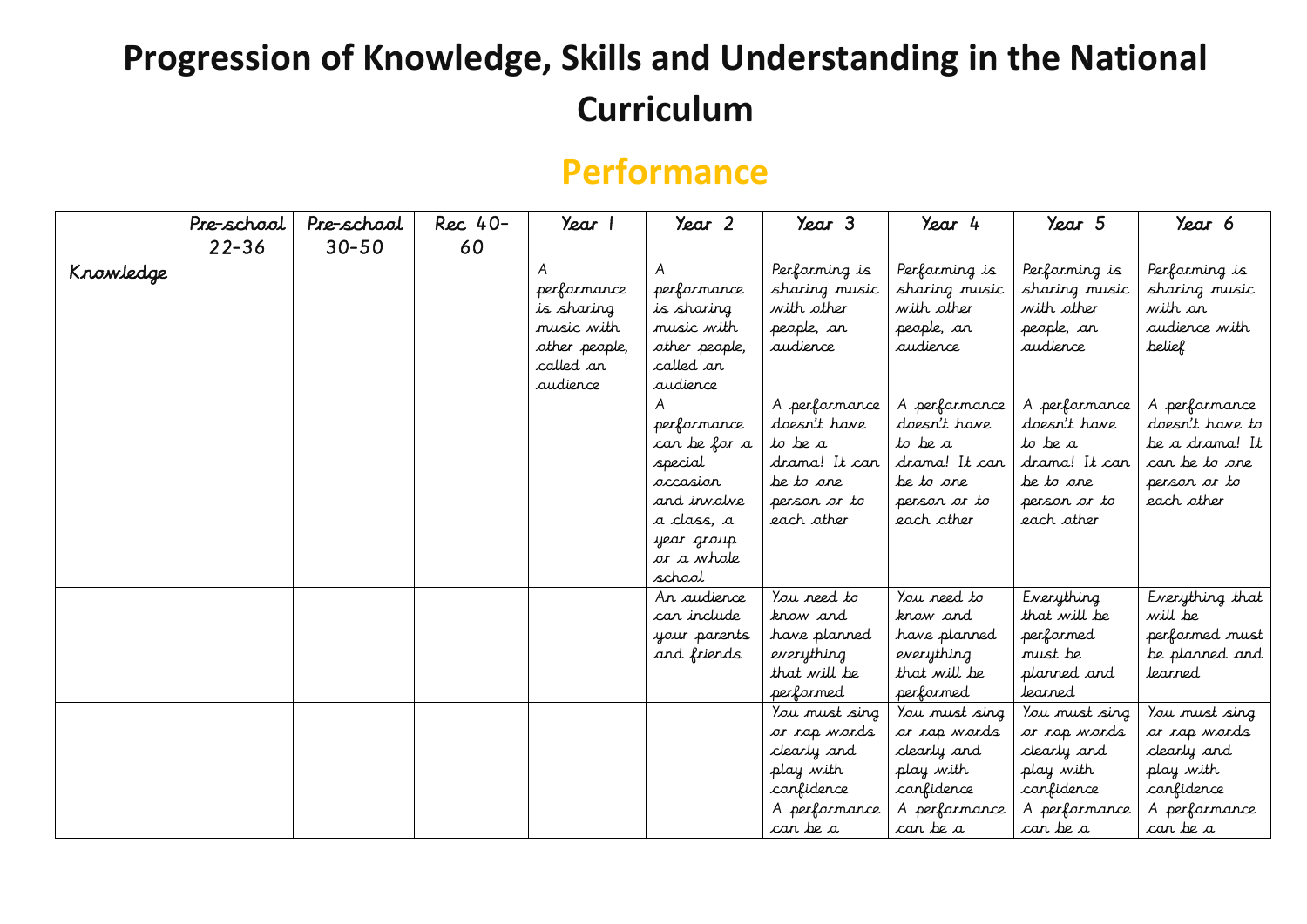# Progression of Knowledge, Skills and Understanding in the National Curriculum

## Performance

| | Pre-school 22-36 | Pre-school 30-50 | Rec 40-60 | Year 1 | Year 2 | Year 3 | Year 4 | Year 5 | Year 6 |
|---|---|---|---|---|---|---|---|---|---|
| Knowledge | | | | A performance is sharing music with other people, called an audience | A performance is sharing music with other people, called an audience | Performing is sharing music with other people, an audience | Performing is sharing music with other people, an audience | Performing is sharing music with other people, an audience | Performing is sharing music with an audience with belief |
| | | | | | A performance can be for a special occasion and involve a class, a year group or a whole school | A performance doesn't have to be a drama! It can be to one person or to each other | A performance doesn't have to be a drama! It can be to one person or to each other | A performance doesn't have to be a drama! It can be to one person or to each other | A performance doesn't have to be a drama! It can be to one person or to each other |
| | | | | | An audience can include your parents and friends | You need to know and have planned everything that will be performed | You need to know and have planned everything that will be performed | Everything that will be performed must be planned and learned | Everything that will be performed must be planned and learned |
| | | | | | | You must sing or rap words clearly and play with confidence | You must sing or rap words clearly and play with confidence | You must sing or rap words clearly and play with confidence | You must sing or rap words clearly and play with confidence |
| | | | | | | A performance can be a | A performance can be a | A performance can be a | A performance can be a |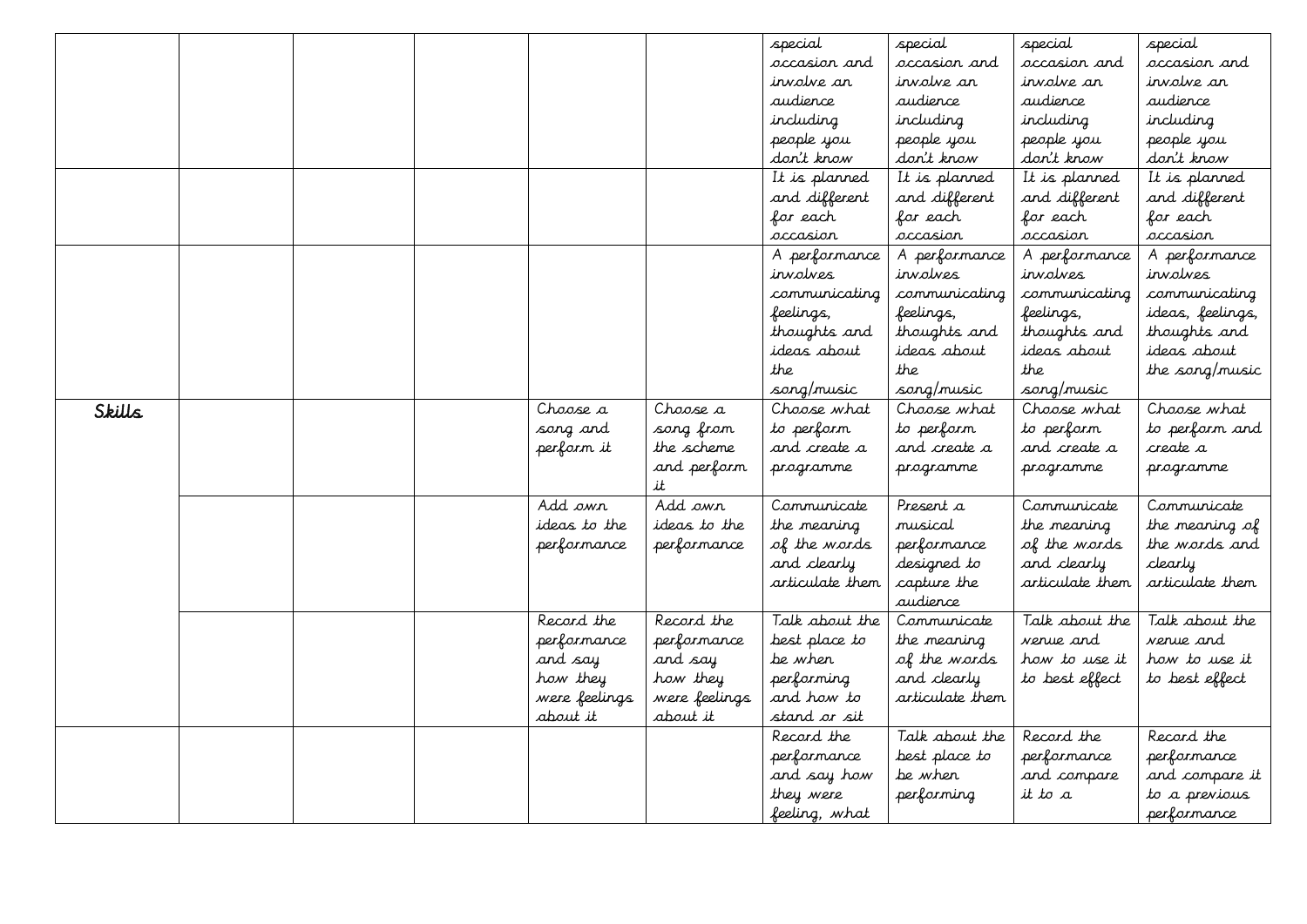| | | | | | | | | | |
|---|---|---|---|---|---|---|---|---|---|
| | | | | | | special occasion and involve an audience including people you don't know | special occasion and involve an audience including people you don't know | special occasion and involve an audience including people you don't know | special occasion and involve an audience including people you don't know |
| | | | | | | It is planned and different for each occasion | It is planned and different for each occasion | It is planned and different for each occasion | It is planned and different for each occasion |
| | | | | | | A performance involves communicating feelings, thoughts and ideas about the song/music | A performance involves communicating feelings, thoughts and ideas about the song/music | A performance involves communicating feelings, thoughts and ideas about the song/music | A performance involves communicating ideas, feelings, thoughts and ideas about the song/music |
| Skills | | | | Choose a song and perform it | Choose a song from the scheme and perform it | Choose what to perform and create a programme | Choose what to perform and create a programme | Choose what to perform and create a programme | Choose what to perform and create a programme |
| | | | | Add own ideas to the performance | Add own ideas to the performance | Communicate the meaning of the words and clearly articulate them | Present a musical performance designed to capture the audience | Communicate the meaning of the words and clearly articulate them | Communicate the meaning of the words and clearly articulate them |
| | | | | Record the performance and say how they were feelings about it | Record the performance and say how they were feelings about it | Talk about the best place to be when performing and how to stand or sit | Communicate the meaning of the words and clearly articulate them | Talk about the venue and how to use it to best effect | Talk about the venue and how to use it to best effect |
| | | | | | | Record the performance and say how they were feeling, what | Talk about the best place to be when performing | Record the performance and compare it to a | Record the performance and compare it to a previous performance |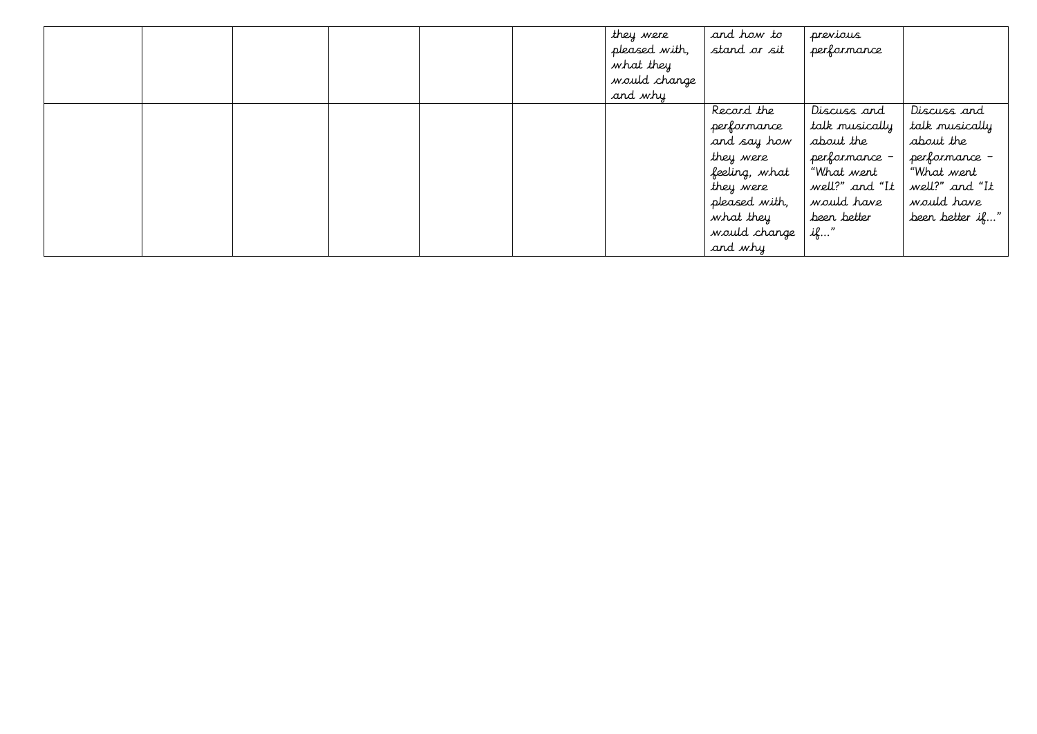| | | | | | | | | | |
|---|---|---|---|---|---|---|---|---|---|
| | | | | | | they were pleased with, what they would change and why | and how to stand or sit | previous performance | |
| | | | | | | | Record the performance and say how they were feeling, what they were pleased with, what they would change and why | Discuss and talk musically about the performance – "What went well?" and "It would have been better if…" | Discuss and talk musically about the performance – "What went well?" and "It would have been better if…" |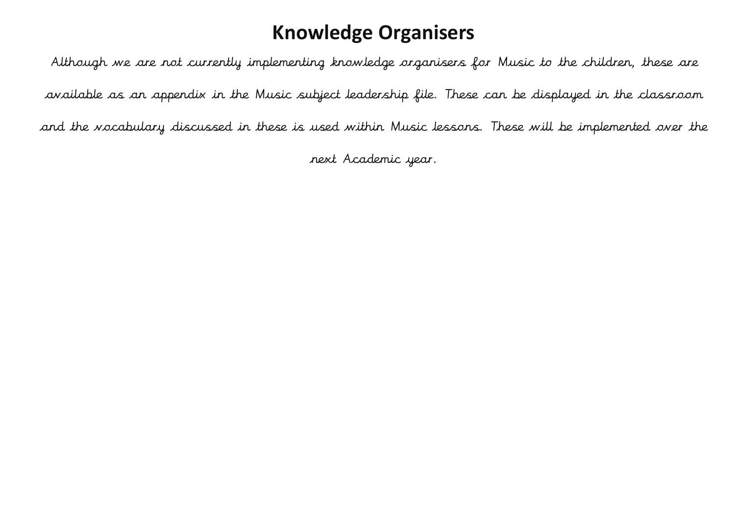# Knowledge Organisers

Although we are not currently implementing knowledge organisers for Music to the children, these are available as an appendix in the Music subject leadership file. These can be displayed in the classroom and the vocabulary discussed in these is used within Music lessons. These will be implemented over the next Academic year.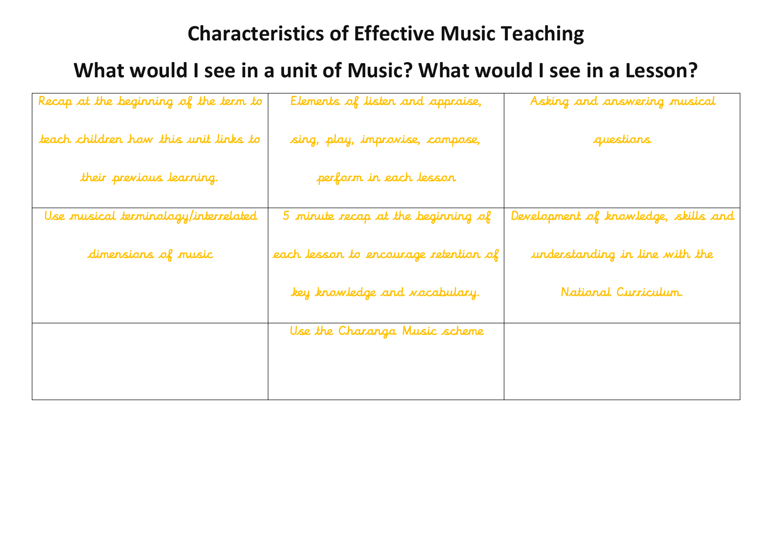# Characteristics of Effective Music Teaching

## What would I see in a unit of Music? What would I see in a Lesson?

| | | |
|---|---|---|
| Recap at the beginning of the term to teach children how this unit links to their previous learning. | Elements of listen and appraise, sing, play, improvise, compose, perform in each lesson | Asking and answering musical questions |
| Use musical terminology/interrelated dimensions of music | 5 minute recap at the beginning of each lesson to encourage retention of key knowledge and vocabulary. | Development of knowledge, skills and understanding in line with the National Curriculum. |
| | Use the Charanga Music scheme | |